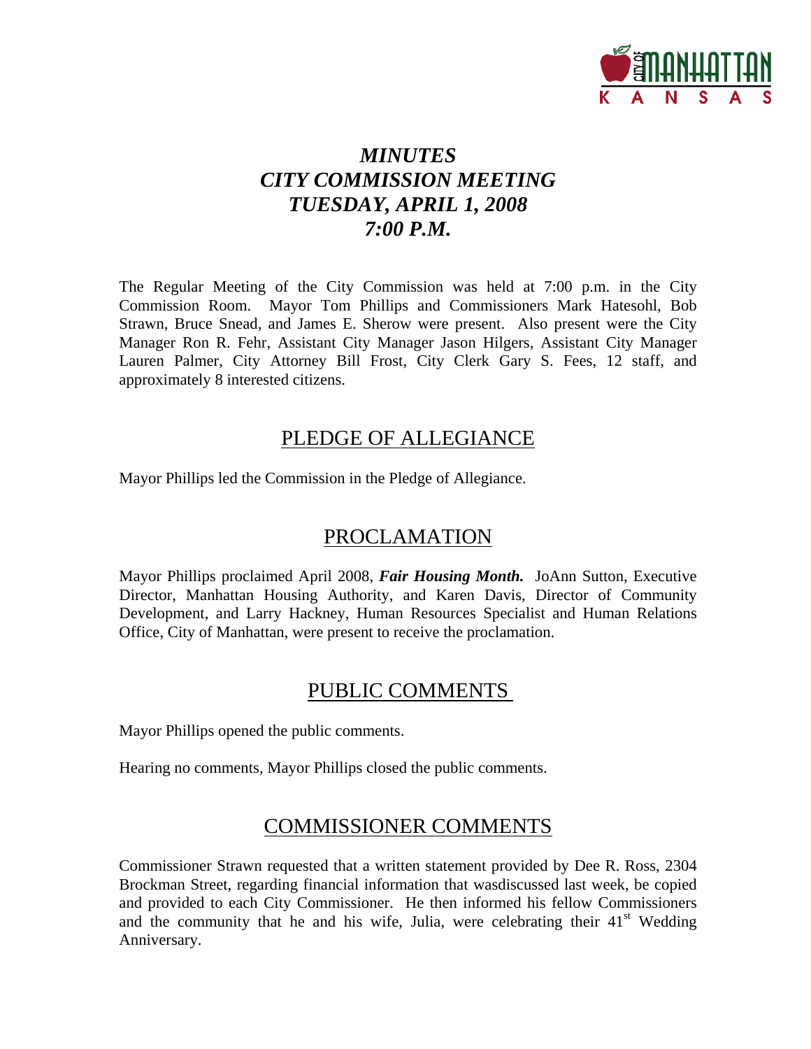# *MINUTES*
# *CITY COMMISSION MEETING*
# *TUESDAY, APRIL 1, 2008*
# *7:00 P.M.*

The Regular Meeting of the City Commission was held at 7:00 p.m. in the City Commission Room. Mayor Tom Phillips and Commissioners Mark Hatesohl, Bob Strawn, Bruce Snead, and James E. Sherow were present. Also present were the City Manager Ron R. Fehr, Assistant City Manager Jason Hilgers, Assistant City Manager Lauren Palmer, City Attorney Bill Frost, City Clerk Gary S. Fees, 12 staff, and approximately 8 interested citizens.

## PLEDGE OF ALLEGIANCE

Mayor Phillips led the Commission in the Pledge of Allegiance.

## PROCLAMATION

Mayor Phillips proclaimed April 2008, ***Fair Housing Month.*** JoAnn Sutton, Executive Director, Manhattan Housing Authority, and Karen Davis, Director of Community Development, and Larry Hackney, Human Resources Specialist and Human Relations Office, City of Manhattan, were present to receive the proclamation.

## PUBLIC COMMENTS

Mayor Phillips opened the public comments.

Hearing no comments, Mayor Phillips closed the public comments.

## COMMISSIONER COMMENTS

Commissioner Strawn requested that a written statement provided by Dee R. Ross, 2304 Brockman Street, regarding financial information that wasdiscussed last week, be copied and provided to each City Commissioner. He then informed his fellow Commissioners and the community that he and his wife, Julia, were celebrating their 41st Wedding Anniversary.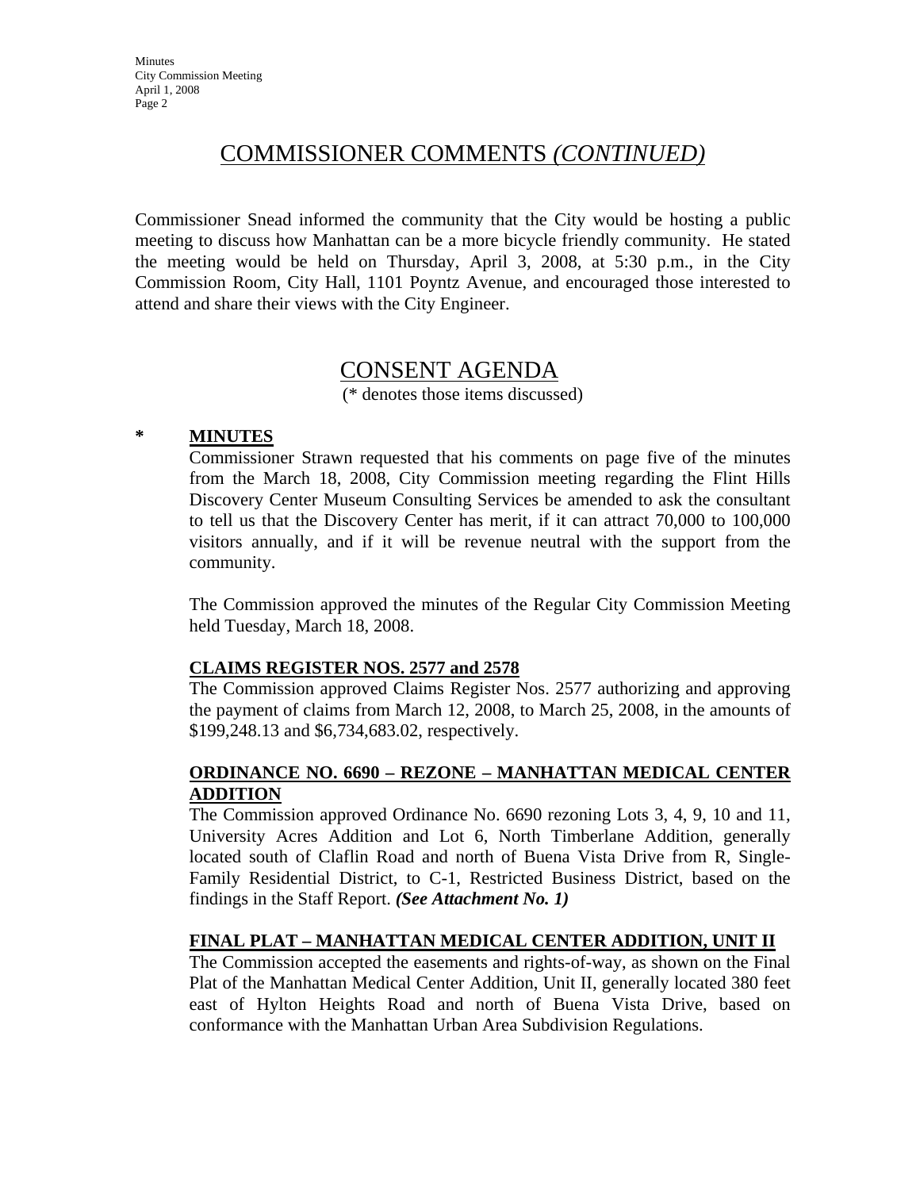## COMMISSIONER COMMENTS *(CONTINUED)*

Commissioner Snead informed the community that the City would be hosting a public meeting to discuss how Manhattan can be a more bicycle friendly community. He stated the meeting would be held on Thursday, April 3, 2008, at 5:30 p.m., in the City Commission Room, City Hall, 1101 Poyntz Avenue, and encouraged those interested to attend and share their views with the City Engineer.

## CONSENT AGENDA

(* denotes those items discussed)

**\* MINUTES**

Commissioner Strawn requested that his comments on page five of the minutes from the March 18, 2008, City Commission meeting regarding the Flint Hills Discovery Center Museum Consulting Services be amended to ask the consultant to tell us that the Discovery Center has merit, if it can attract 70,000 to 100,000 visitors annually, and if it will be revenue neutral with the support from the community.

The Commission approved the minutes of the Regular City Commission Meeting held Tuesday, March 18, 2008.

**CLAIMS REGISTER NOS. 2577 and 2578**

The Commission approved Claims Register Nos. 2577 authorizing and approving the payment of claims from March 12, 2008, to March 25, 2008, in the amounts of $199,248.13 and $6,734,683.02, respectively.

**ORDINANCE NO. 6690 – REZONE – MANHATTAN MEDICAL CENTER ADDITION**

The Commission approved Ordinance No. 6690 rezoning Lots 3, 4, 9, 10 and 11, University Acres Addition and Lot 6, North Timberlane Addition, generally located south of Claflin Road and north of Buena Vista Drive from R, Single-Family Residential District, to C-1, Restricted Business District, based on the findings in the Staff Report. ***(See Attachment No. 1)***

**FINAL PLAT – MANHATTAN MEDICAL CENTER ADDITION, UNIT II**

The Commission accepted the easements and rights-of-way, as shown on the Final Plat of the Manhattan Medical Center Addition, Unit II, generally located 380 feet east of Hylton Heights Road and north of Buena Vista Drive, based on conformance with the Manhattan Urban Area Subdivision Regulations.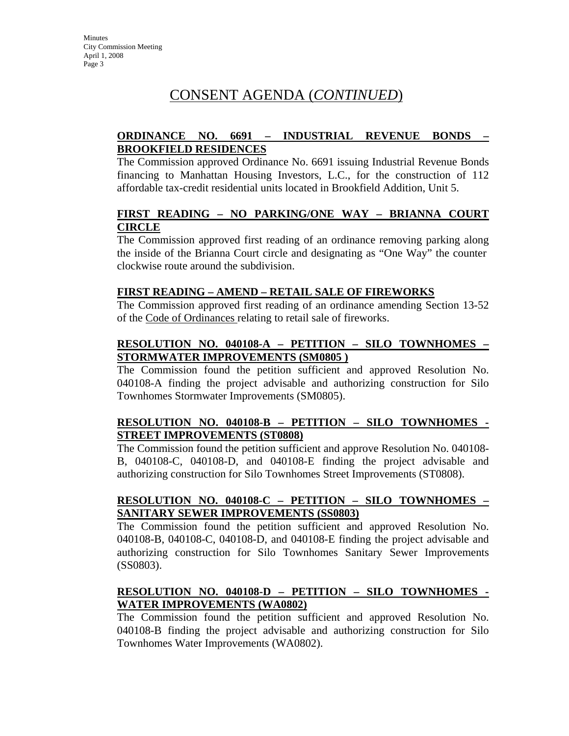# CONSENT AGENDA (*CONTINUED*)

**ORDINANCE NO. 6691 – INDUSTRIAL REVENUE BONDS – BROOKFIELD RESIDENCES**

The Commission approved Ordinance No. 6691 issuing Industrial Revenue Bonds financing to Manhattan Housing Investors, L.C., for the construction of 112 affordable tax-credit residential units located in Brookfield Addition, Unit 5.

**FIRST READING – NO PARKING/ONE WAY – BRIANNA COURT CIRCLE**

The Commission approved first reading of an ordinance removing parking along the inside of the Brianna Court circle and designating as "One Way" the counter clockwise route around the subdivision.

**FIRST READING – AMEND – RETAIL SALE OF FIREWORKS**

The Commission approved first reading of an ordinance amending Section 13-52 of the Code of Ordinances relating to retail sale of fireworks.

**RESOLUTION NO. 040108-A – PETITION – SILO TOWNHOMES – STORMWATER IMPROVEMENTS (SM0805 )**

The Commission found the petition sufficient and approved Resolution No. 040108-A finding the project advisable and authorizing construction for Silo Townhomes Stormwater Improvements (SM0805).

**RESOLUTION NO. 040108-B – PETITION – SILO TOWNHOMES - STREET IMPROVEMENTS (ST0808)**

The Commission found the petition sufficient and approve Resolution No. 040108-B, 040108-C, 040108-D, and 040108-E finding the project advisable and authorizing construction for Silo Townhomes Street Improvements (ST0808).

**RESOLUTION NO. 040108-C – PETITION – SILO TOWNHOMES – SANITARY SEWER IMPROVEMENTS (SS0803)**

The Commission found the petition sufficient and approved Resolution No. 040108-B, 040108-C, 040108-D, and 040108-E finding the project advisable and authorizing construction for Silo Townhomes Sanitary Sewer Improvements (SS0803).

**RESOLUTION NO. 040108-D – PETITION – SILO TOWNHOMES - WATER IMPROVEMENTS (WA0802)**

The Commission found the petition sufficient and approved Resolution No. 040108-B finding the project advisable and authorizing construction for Silo Townhomes Water Improvements (WA0802).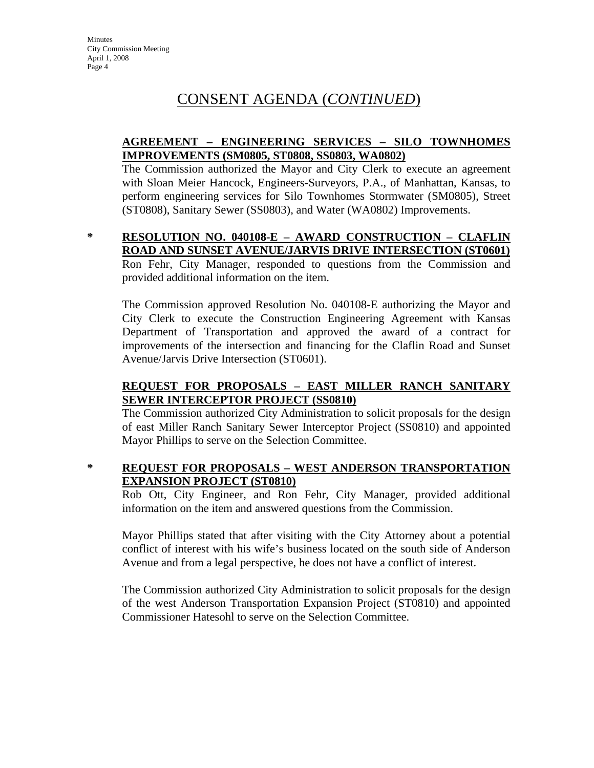# CONSENT AGENDA (*CONTINUED*)

**AGREEMENT – ENGINEERING SERVICES – SILO TOWNHOMES IMPROVEMENTS (SM0805, ST0808, SS0803, WA0802)**

The Commission authorized the Mayor and City Clerk to execute an agreement with Sloan Meier Hancock, Engineers-Surveyors, P.A., of Manhattan, Kansas, to perform engineering services for Silo Townhomes Stormwater (SM0805), Street (ST0808), Sanitary Sewer (SS0803), and Water (WA0802) Improvements.

\* **RESOLUTION NO. 040108-E – AWARD CONSTRUCTION – CLAFLIN ROAD AND SUNSET AVENUE/JARVIS DRIVE INTERSECTION (ST0601)**

Ron Fehr, City Manager, responded to questions from the Commission and provided additional information on the item.

The Commission approved Resolution No. 040108-E authorizing the Mayor and City Clerk to execute the Construction Engineering Agreement with Kansas Department of Transportation and approved the award of a contract for improvements of the intersection and financing for the Claflin Road and Sunset Avenue/Jarvis Drive Intersection (ST0601).

**REQUEST FOR PROPOSALS – EAST MILLER RANCH SANITARY SEWER INTERCEPTOR PROJECT (SS0810)**

The Commission authorized City Administration to solicit proposals for the design of east Miller Ranch Sanitary Sewer Interceptor Project (SS0810) and appointed Mayor Phillips to serve on the Selection Committee.

\* **REQUEST FOR PROPOSALS – WEST ANDERSON TRANSPORTATION EXPANSION PROJECT (ST0810)**

Rob Ott, City Engineer, and Ron Fehr, City Manager, provided additional information on the item and answered questions from the Commission.

Mayor Phillips stated that after visiting with the City Attorney about a potential conflict of interest with his wife's business located on the south side of Anderson Avenue and from a legal perspective, he does not have a conflict of interest.

The Commission authorized City Administration to solicit proposals for the design of the west Anderson Transportation Expansion Project (ST0810) and appointed Commissioner Hatesohl to serve on the Selection Committee.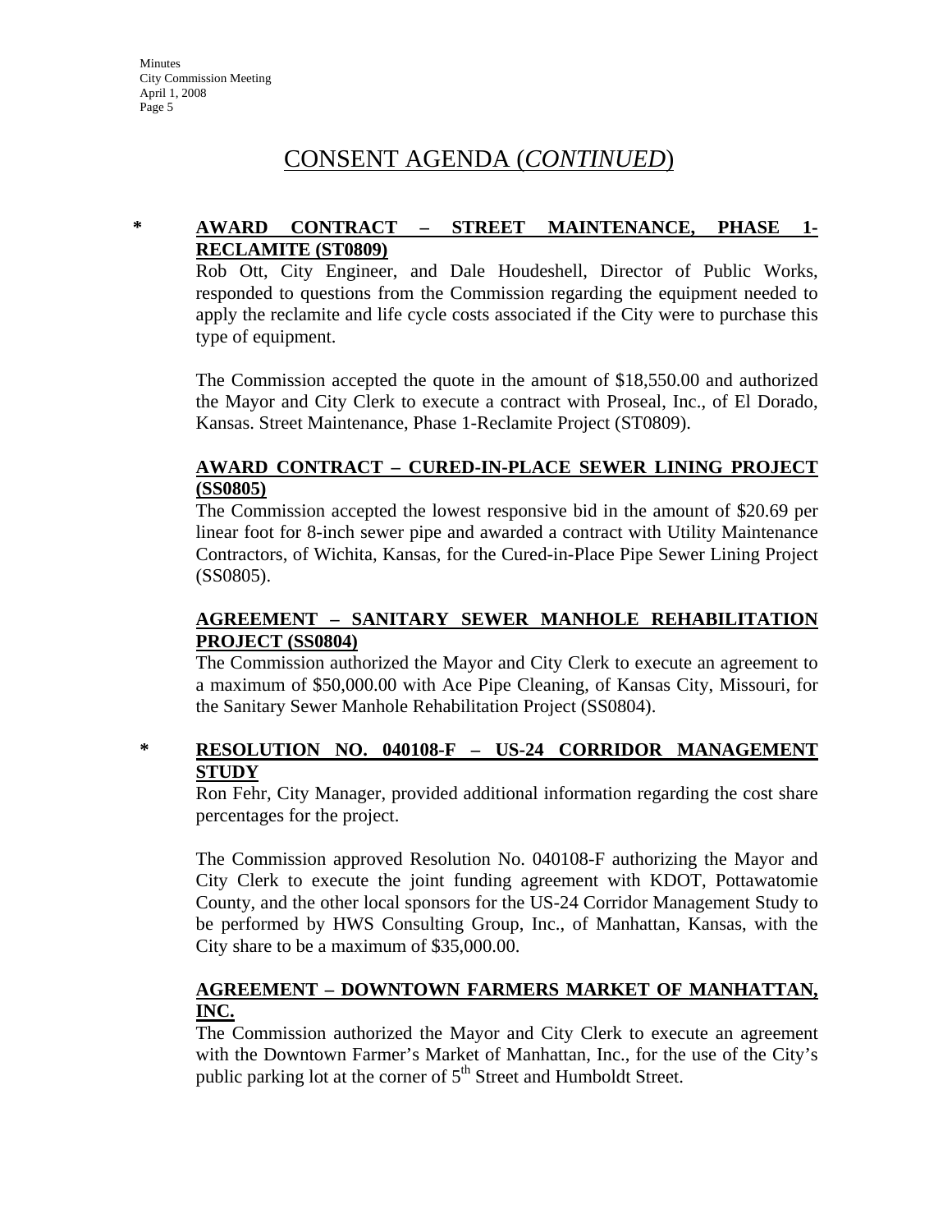# CONSENT AGENDA (*CONTINUED*)

**\* AWARD CONTRACT – STREET MAINTENANCE, PHASE 1-RECLAMITE (ST0809)**

Rob Ott, City Engineer, and Dale Houdeshell, Director of Public Works, responded to questions from the Commission regarding the equipment needed to apply the reclamite and life cycle costs associated if the City were to purchase this type of equipment.

The Commission accepted the quote in the amount of $18,550.00 and authorized the Mayor and City Clerk to execute a contract with Proseal, Inc., of El Dorado, Kansas. Street Maintenance, Phase 1-Reclamite Project (ST0809).

**AWARD CONTRACT – CURED-IN-PLACE SEWER LINING PROJECT (SS0805)**

The Commission accepted the lowest responsive bid in the amount of $20.69 per linear foot for 8-inch sewer pipe and awarded a contract with Utility Maintenance Contractors, of Wichita, Kansas, for the Cured-in-Place Pipe Sewer Lining Project (SS0805).

**AGREEMENT – SANITARY SEWER MANHOLE REHABILITATION PROJECT (SS0804)**

The Commission authorized the Mayor and City Clerk to execute an agreement to a maximum of $50,000.00 with Ace Pipe Cleaning, of Kansas City, Missouri, for the Sanitary Sewer Manhole Rehabilitation Project (SS0804).

**\* RESOLUTION NO. 040108-F – US-24 CORRIDOR MANAGEMENT STUDY**

Ron Fehr, City Manager, provided additional information regarding the cost share percentages for the project.

The Commission approved Resolution No. 040108-F authorizing the Mayor and City Clerk to execute the joint funding agreement with KDOT, Pottawatomie County, and the other local sponsors for the US-24 Corridor Management Study to be performed by HWS Consulting Group, Inc., of Manhattan, Kansas, with the City share to be a maximum of $35,000.00.

**AGREEMENT – DOWNTOWN FARMERS MARKET OF MANHATTAN, INC.**

The Commission authorized the Mayor and City Clerk to execute an agreement with the Downtown Farmer's Market of Manhattan, Inc., for the use of the City's public parking lot at the corner of 5th Street and Humboldt Street.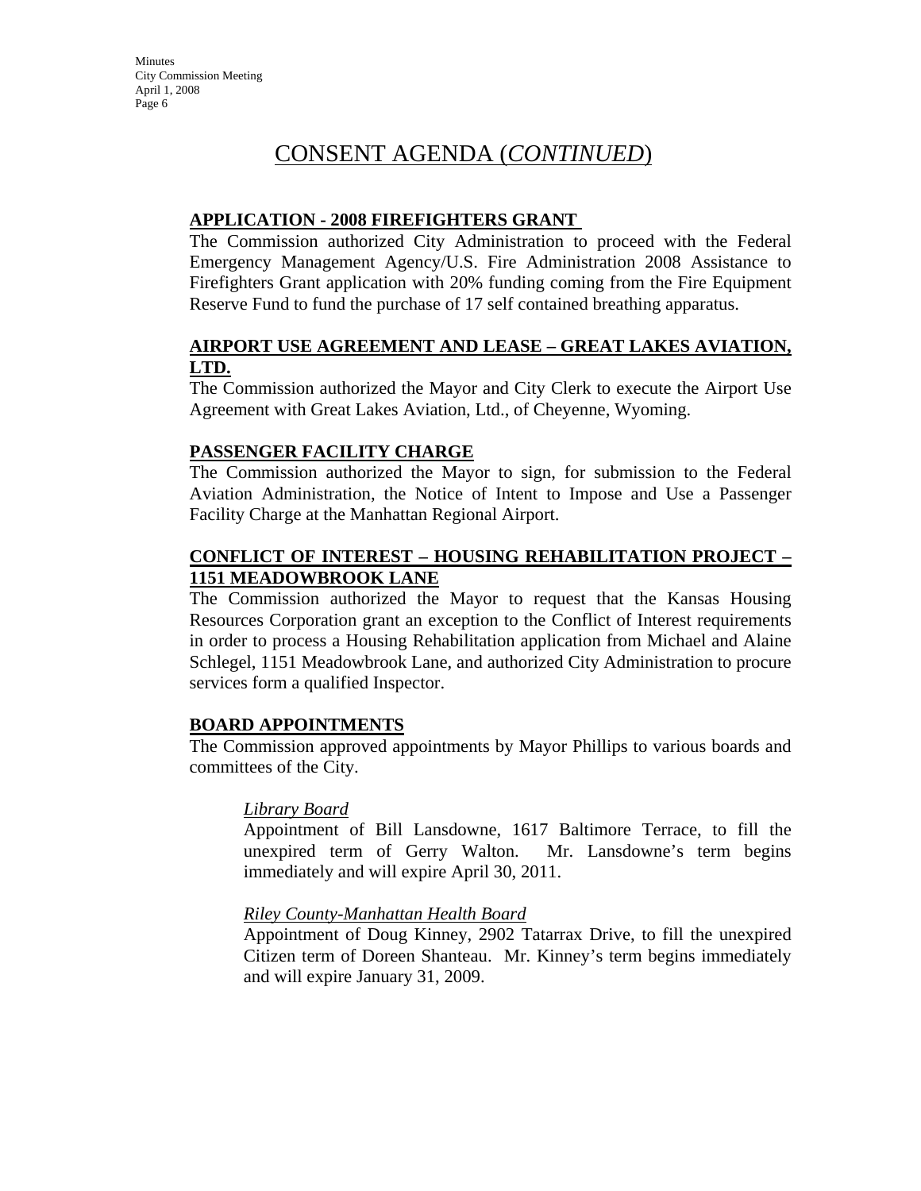## CONSENT AGENDA (*CONTINUED*)

**APPLICATION - 2008 FIREFIGHTERS GRANT**

The Commission authorized City Administration to proceed with the Federal Emergency Management Agency/U.S. Fire Administration 2008 Assistance to Firefighters Grant application with 20% funding coming from the Fire Equipment Reserve Fund to fund the purchase of 17 self contained breathing apparatus.

**AIRPORT USE AGREEMENT AND LEASE – GREAT LAKES AVIATION, LTD.**

The Commission authorized the Mayor and City Clerk to execute the Airport Use Agreement with Great Lakes Aviation, Ltd., of Cheyenne, Wyoming.

**PASSENGER FACILITY CHARGE**

The Commission authorized the Mayor to sign, for submission to the Federal Aviation Administration, the Notice of Intent to Impose and Use a Passenger Facility Charge at the Manhattan Regional Airport.

**CONFLICT OF INTEREST – HOUSING REHABILITATION PROJECT – 1151 MEADOWBROOK LANE**

The Commission authorized the Mayor to request that the Kansas Housing Resources Corporation grant an exception to the Conflict of Interest requirements in order to process a Housing Rehabilitation application from Michael and Alaine Schlegel, 1151 Meadowbrook Lane, and authorized City Administration to procure services form a qualified Inspector.

**BOARD APPOINTMENTS**

The Commission approved appointments by Mayor Phillips to various boards and committees of the City.

*Library Board*

Appointment of Bill Lansdowne, 1617 Baltimore Terrace, to fill the unexpired term of Gerry Walton. Mr. Lansdowne's term begins immediately and will expire April 30, 2011.

*Riley County-Manhattan Health Board*

Appointment of Doug Kinney, 2902 Tatarrax Drive, to fill the unexpired Citizen term of Doreen Shanteau. Mr. Kinney's term begins immediately and will expire January 31, 2009.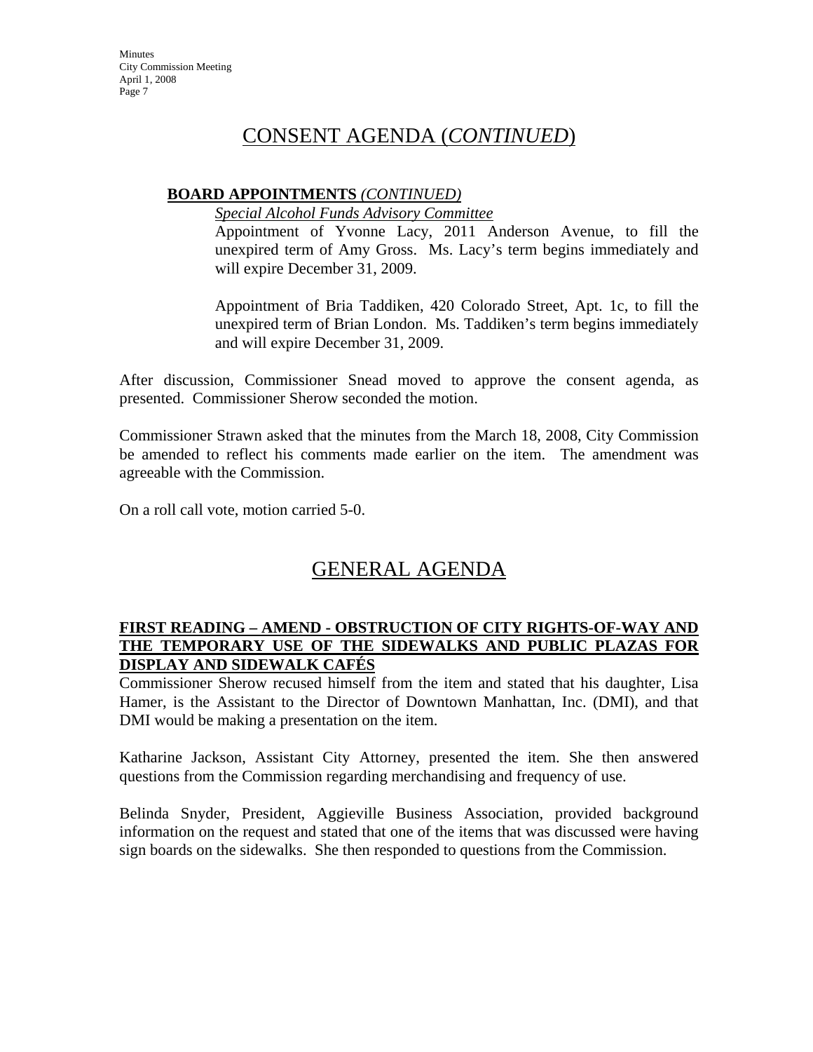# CONSENT AGENDA (*CONTINUED*)

**BOARD APPOINTMENTS** *(CONTINUED)*

*Special Alcohol Funds Advisory Committee*

Appointment of Yvonne Lacy, 2011 Anderson Avenue, to fill the unexpired term of Amy Gross. Ms. Lacy's term begins immediately and will expire December 31, 2009.

Appointment of Bria Taddiken, 420 Colorado Street, Apt. 1c, to fill the unexpired term of Brian London. Ms. Taddiken's term begins immediately and will expire December 31, 2009.

After discussion, Commissioner Snead moved to approve the consent agenda, as presented. Commissioner Sherow seconded the motion.

Commissioner Strawn asked that the minutes from the March 18, 2008, City Commission be amended to reflect his comments made earlier on the item. The amendment was agreeable with the Commission.

On a roll call vote, motion carried 5-0.

# GENERAL AGENDA

**FIRST READING – AMEND - OBSTRUCTION OF CITY RIGHTS-OF-WAY AND THE TEMPORARY USE OF THE SIDEWALKS AND PUBLIC PLAZAS FOR DISPLAY AND SIDEWALK CAFÉS**

Commissioner Sherow recused himself from the item and stated that his daughter, Lisa Hamer, is the Assistant to the Director of Downtown Manhattan, Inc. (DMI), and that DMI would be making a presentation on the item.

Katharine Jackson, Assistant City Attorney, presented the item. She then answered questions from the Commission regarding merchandising and frequency of use.

Belinda Snyder, President, Aggieville Business Association, provided background information on the request and stated that one of the items that was discussed were having sign boards on the sidewalks. She then responded to questions from the Commission.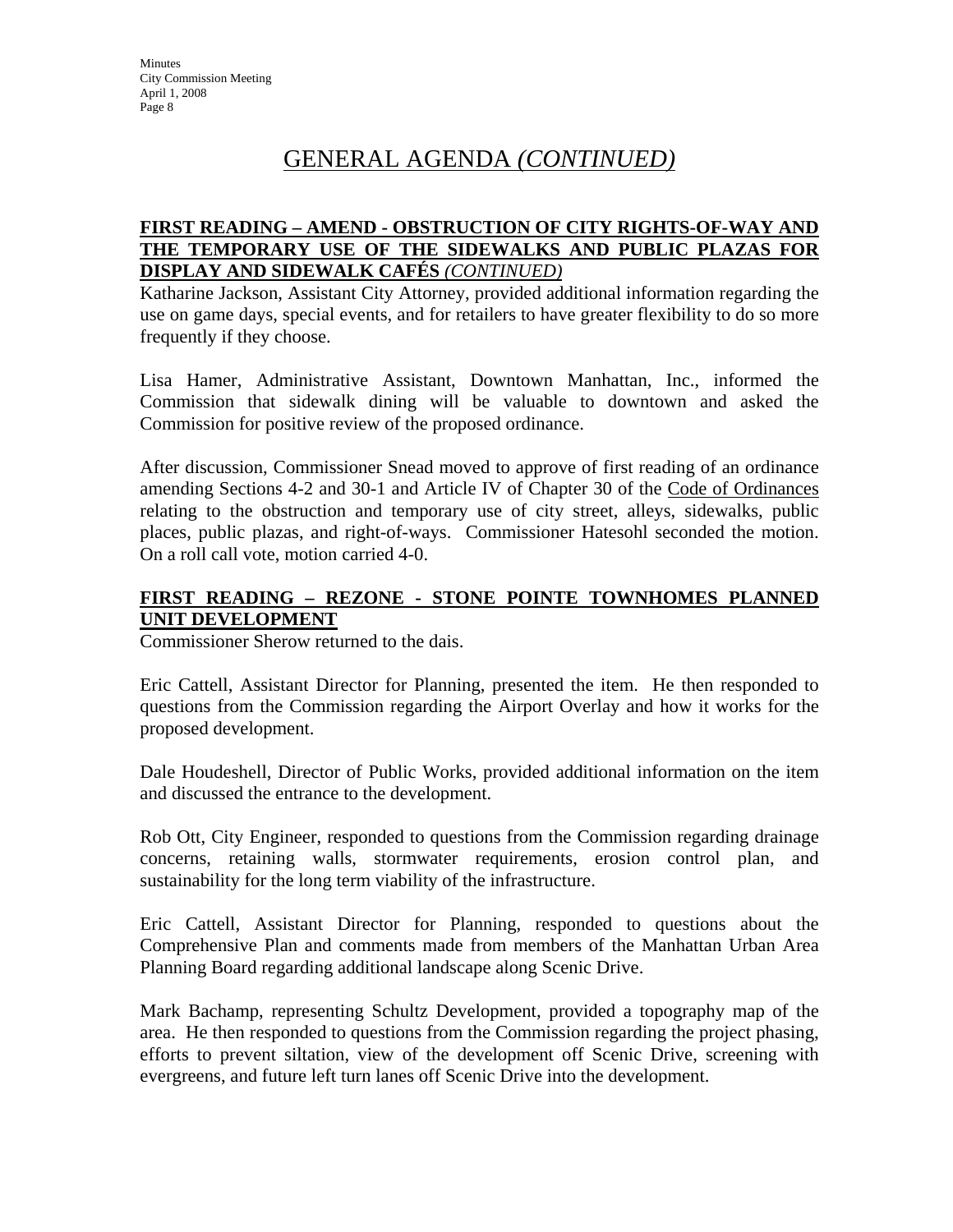# GENERAL AGENDA *(CONTINUED)*

**FIRST READING – AMEND - OBSTRUCTION OF CITY RIGHTS-OF-WAY AND THE TEMPORARY USE OF THE SIDEWALKS AND PUBLIC PLAZAS FOR DISPLAY AND SIDEWALK CAFÉS** ***(CONTINUED)***

Katharine Jackson, Assistant City Attorney, provided additional information regarding the use on game days, special events, and for retailers to have greater flexibility to do so more frequently if they choose.

Lisa Hamer, Administrative Assistant, Downtown Manhattan, Inc., informed the Commission that sidewalk dining will be valuable to downtown and asked the Commission for positive review of the proposed ordinance.

After discussion, Commissioner Snead moved to approve of first reading of an ordinance amending Sections 4-2 and 30-1 and Article IV of Chapter 30 of the Code of Ordinances relating to the obstruction and temporary use of city street, alleys, sidewalks, public places, public plazas, and right-of-ways. Commissioner Hatesohl seconded the motion. On a roll call vote, motion carried 4-0.

**FIRST READING – REZONE - STONE POINTE TOWNHOMES PLANNED UNIT DEVELOPMENT**

Commissioner Sherow returned to the dais.

Eric Cattell, Assistant Director for Planning, presented the item. He then responded to questions from the Commission regarding the Airport Overlay and how it works for the proposed development.

Dale Houdeshell, Director of Public Works, provided additional information on the item and discussed the entrance to the development.

Rob Ott, City Engineer, responded to questions from the Commission regarding drainage concerns, retaining walls, stormwater requirements, erosion control plan, and sustainability for the long term viability of the infrastructure.

Eric Cattell, Assistant Director for Planning, responded to questions about the Comprehensive Plan and comments made from members of the Manhattan Urban Area Planning Board regarding additional landscape along Scenic Drive.

Mark Bachamp, representing Schultz Development, provided a topography map of the area. He then responded to questions from the Commission regarding the project phasing, efforts to prevent siltation, view of the development off Scenic Drive, screening with evergreens, and future left turn lanes off Scenic Drive into the development.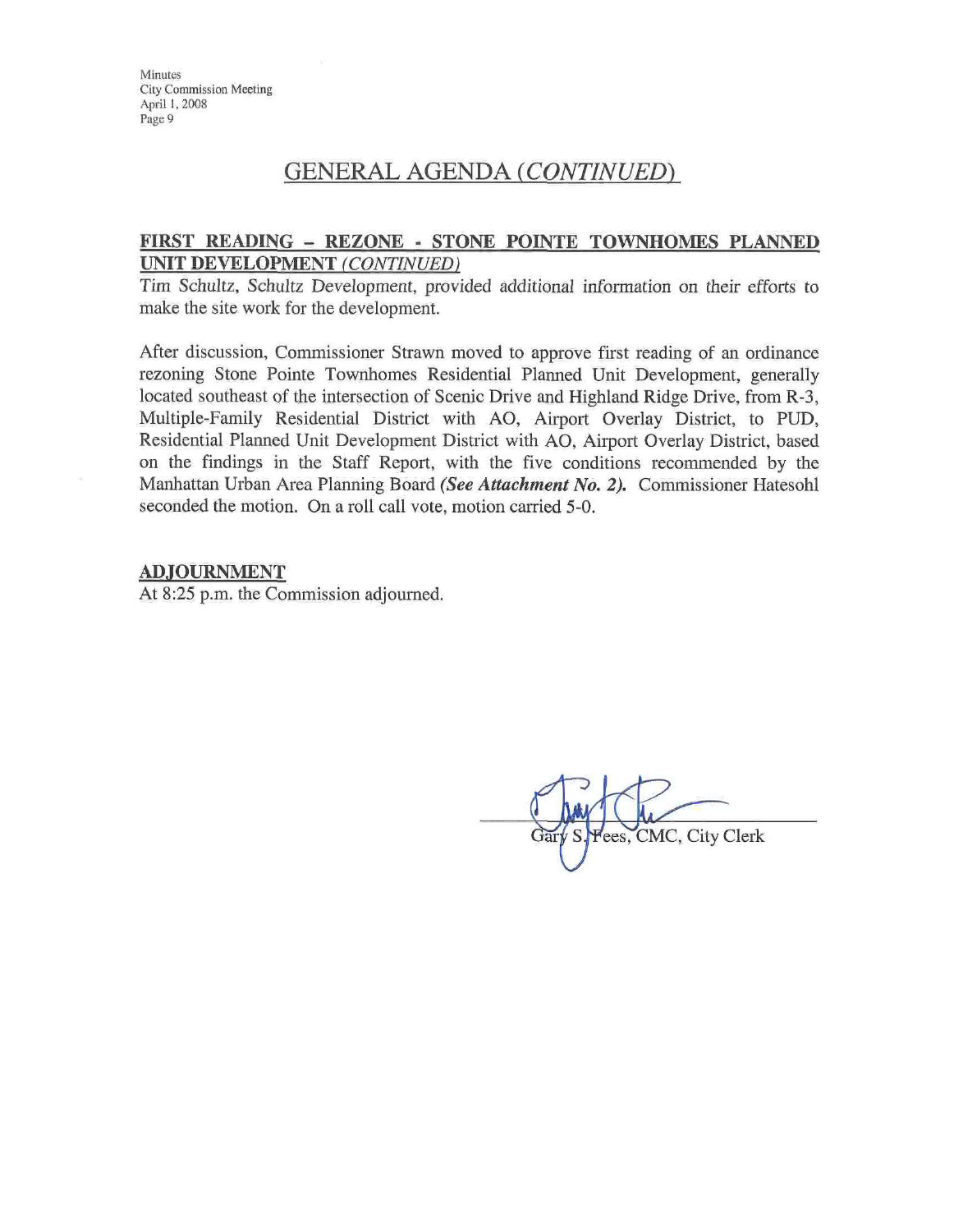## GENERAL AGENDA *(CONTINUED)*

**FIRST READING – REZONE - STONE POINTE TOWNHOMES PLANNED UNIT DEVELOPMENT** *(CONTINUED)*

Tim Schultz, Schultz Development, provided additional information on their efforts to make the site work for the development.

After discussion, Commissioner Strawn moved to approve first reading of an ordinance rezoning Stone Pointe Townhomes Residential Planned Unit Development, generally located southeast of the intersection of Scenic Drive and Highland Ridge Drive, from R-3, Multiple-Family Residential District with AO, Airport Overlay District, to PUD, Residential Planned Unit Development District with AO, Airport Overlay District, based on the findings in the Staff Report, with the five conditions recommended by the Manhattan Urban Area Planning Board ***(See Attachment No. 2).*** Commissioner Hatesohl seconded the motion. On a roll call vote, motion carried 5-0.

**ADJOURNMENT**

At 8:25 p.m. the Commission adjourned.

Gary S. Fees, CMC, City Clerk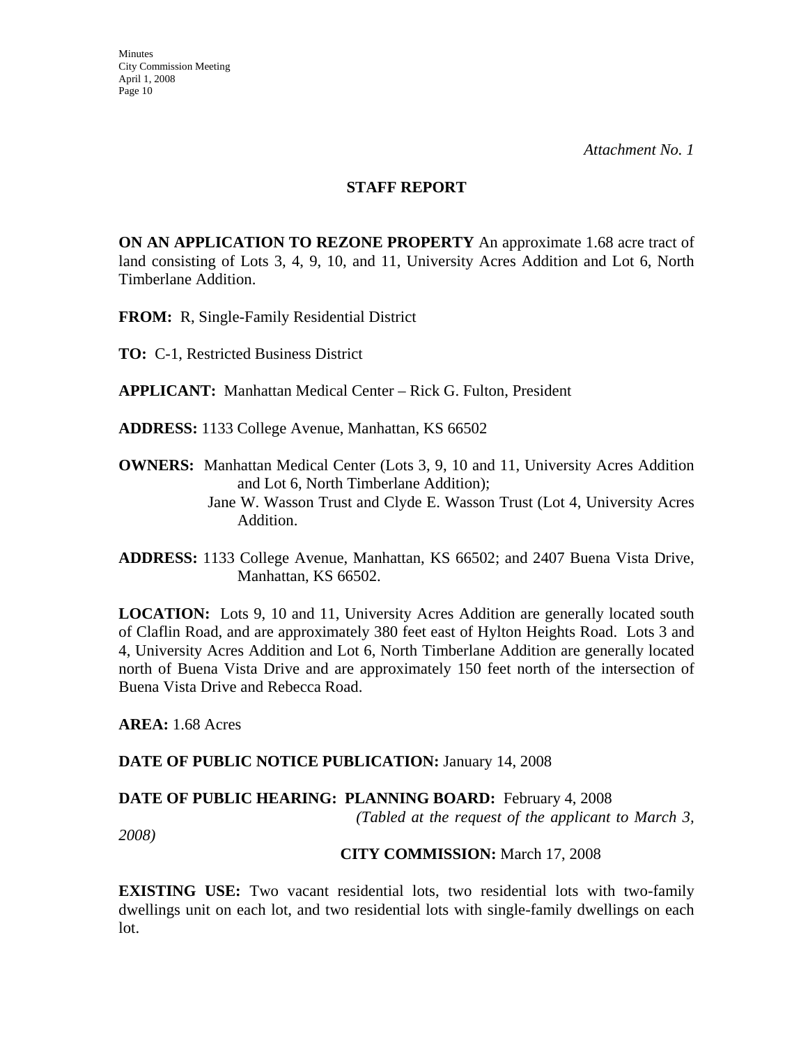*Attachment No. 1*

## STAFF REPORT

**ON AN APPLICATION TO REZONE PROPERTY** An approximate 1.68 acre tract of land consisting of Lots 3, 4, 9, 10, and 11, University Acres Addition and Lot 6, North Timberlane Addition.

**FROM:** R, Single-Family Residential District

**TO:** C-1, Restricted Business District

**APPLICANT:** Manhattan Medical Center – Rick G. Fulton, President

**ADDRESS:** 1133 College Avenue, Manhattan, KS 66502

**OWNERS:** Manhattan Medical Center (Lots 3, 9, 10 and 11, University Acres Addition and Lot 6, North Timberlane Addition);
Jane W. Wasson Trust and Clyde E. Wasson Trust (Lot 4, University Acres Addition.

**ADDRESS:** 1133 College Avenue, Manhattan, KS 66502; and 2407 Buena Vista Drive, Manhattan, KS 66502.

**LOCATION:** Lots 9, 10 and 11, University Acres Addition are generally located south of Claflin Road, and are approximately 380 feet east of Hylton Heights Road. Lots 3 and 4, University Acres Addition and Lot 6, North Timberlane Addition are generally located north of Buena Vista Drive and are approximately 150 feet north of the intersection of Buena Vista Drive and Rebecca Road.

**AREA:** 1.68 Acres

**DATE OF PUBLIC NOTICE PUBLICATION:** January 14, 2008

**DATE OF PUBLIC HEARING: PLANNING BOARD:** February 4, 2008
*(Tabled at the request of the applicant to March 3, 2008)*

**CITY COMMISSION:** March 17, 2008

**EXISTING USE:** Two vacant residential lots, two residential lots with two-family dwellings unit on each lot, and two residential lots with single-family dwellings on each lot.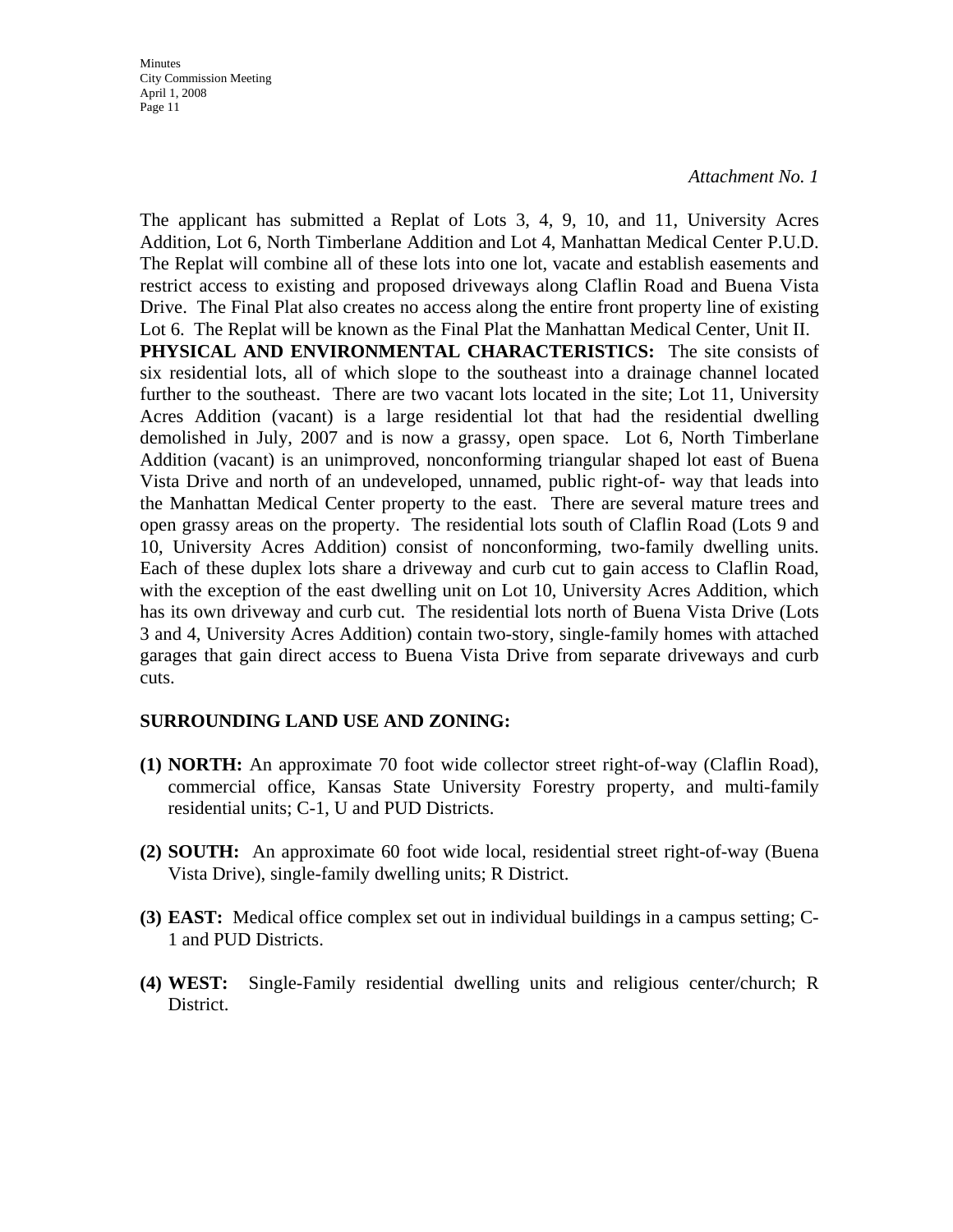*Attachment No. 1*

The applicant has submitted a Replat of Lots 3, 4, 9, 10, and 11, University Acres Addition, Lot 6, North Timberlane Addition and Lot 4, Manhattan Medical Center P.U.D. The Replat will combine all of these lots into one lot, vacate and establish easements and restrict access to existing and proposed driveways along Claflin Road and Buena Vista Drive. The Final Plat also creates no access along the entire front property line of existing Lot 6. The Replat will be known as the Final Plat the Manhattan Medical Center, Unit II.

**PHYSICAL AND ENVIRONMENTAL CHARACTERISTICS:** The site consists of six residential lots, all of which slope to the southeast into a drainage channel located further to the southeast. There are two vacant lots located in the site; Lot 11, University Acres Addition (vacant) is a large residential lot that had the residential dwelling demolished in July, 2007 and is now a grassy, open space. Lot 6, North Timberlane Addition (vacant) is an unimproved, nonconforming triangular shaped lot east of Buena Vista Drive and north of an undeveloped, unnamed, public right-of- way that leads into the Manhattan Medical Center property to the east. There are several mature trees and open grassy areas on the property. The residential lots south of Claflin Road (Lots 9 and 10, University Acres Addition) consist of nonconforming, two-family dwelling units. Each of these duplex lots share a driveway and curb cut to gain access to Claflin Road, with the exception of the east dwelling unit on Lot 10, University Acres Addition, which has its own driveway and curb cut. The residential lots north of Buena Vista Drive (Lots 3 and 4, University Acres Addition) contain two-story, single-family homes with attached garages that gain direct access to Buena Vista Drive from separate driveways and curb cuts.

**SURROUNDING LAND USE AND ZONING:**

**(1) NORTH:** An approximate 70 foot wide collector street right-of-way (Claflin Road), commercial office, Kansas State University Forestry property, and multi-family residential units; C-1, U and PUD Districts.

**(2) SOUTH:** An approximate 60 foot wide local, residential street right-of-way (Buena Vista Drive), single-family dwelling units; R District.

**(3) EAST:** Medical office complex set out in individual buildings in a campus setting; C-1 and PUD Districts.

**(4) WEST:** Single-Family residential dwelling units and religious center/church; R District.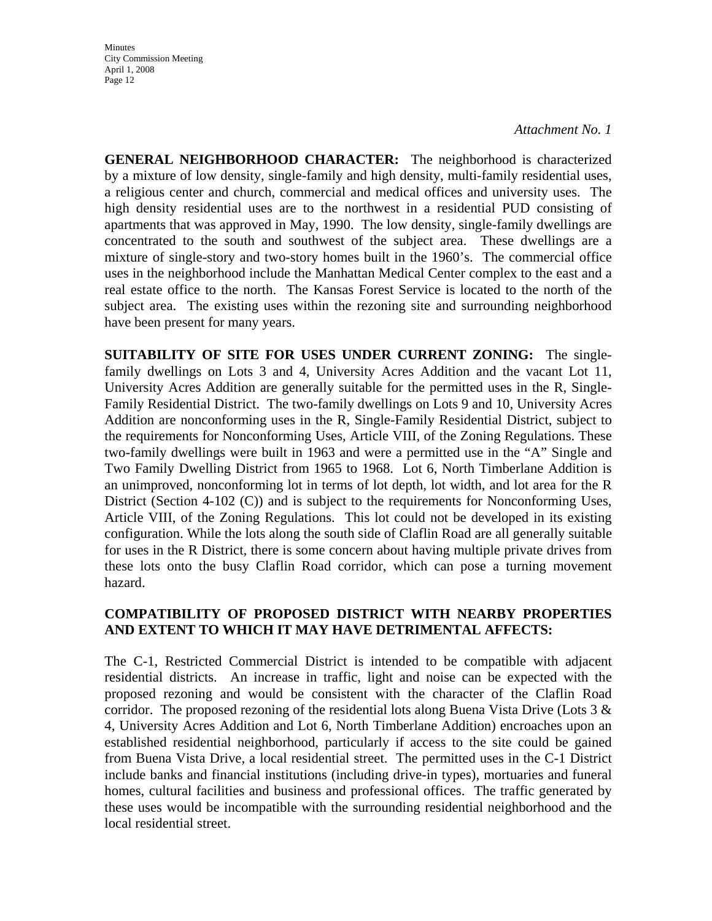*Attachment No. 1*

**GENERAL NEIGHBORHOOD CHARACTER:** The neighborhood is characterized by a mixture of low density, single-family and high density, multi-family residential uses, a religious center and church, commercial and medical offices and university uses. The high density residential uses are to the northwest in a residential PUD consisting of apartments that was approved in May, 1990. The low density, single-family dwellings are concentrated to the south and southwest of the subject area. These dwellings are a mixture of single-story and two-story homes built in the 1960's. The commercial office uses in the neighborhood include the Manhattan Medical Center complex to the east and a real estate office to the north. The Kansas Forest Service is located to the north of the subject area. The existing uses within the rezoning site and surrounding neighborhood have been present for many years.

**SUITABILITY OF SITE FOR USES UNDER CURRENT ZONING:** The single-family dwellings on Lots 3 and 4, University Acres Addition and the vacant Lot 11, University Acres Addition are generally suitable for the permitted uses in the R, Single-Family Residential District. The two-family dwellings on Lots 9 and 10, University Acres Addition are nonconforming uses in the R, Single-Family Residential District, subject to the requirements for Nonconforming Uses, Article VIII, of the Zoning Regulations. These two-family dwellings were built in 1963 and were a permitted use in the "A" Single and Two Family Dwelling District from 1965 to 1968. Lot 6, North Timberlane Addition is an unimproved, nonconforming lot in terms of lot depth, lot width, and lot area for the R District (Section 4-102 (C)) and is subject to the requirements for Nonconforming Uses, Article VIII, of the Zoning Regulations. This lot could not be developed in its existing configuration. While the lots along the south side of Claflin Road are all generally suitable for uses in the R District, there is some concern about having multiple private drives from these lots onto the busy Claflin Road corridor, which can pose a turning movement hazard.

**COMPATIBILITY OF PROPOSED DISTRICT WITH NEARBY PROPERTIES AND EXTENT TO WHICH IT MAY HAVE DETRIMENTAL AFFECTS:**

The C-1, Restricted Commercial District is intended to be compatible with adjacent residential districts. An increase in traffic, light and noise can be expected with the proposed rezoning and would be consistent with the character of the Claflin Road corridor. The proposed rezoning of the residential lots along Buena Vista Drive (Lots 3 & 4, University Acres Addition and Lot 6, North Timberlane Addition) encroaches upon an established residential neighborhood, particularly if access to the site could be gained from Buena Vista Drive, a local residential street. The permitted uses in the C-1 District include banks and financial institutions (including drive-in types), mortuaries and funeral homes, cultural facilities and business and professional offices. The traffic generated by these uses would be incompatible with the surrounding residential neighborhood and the local residential street.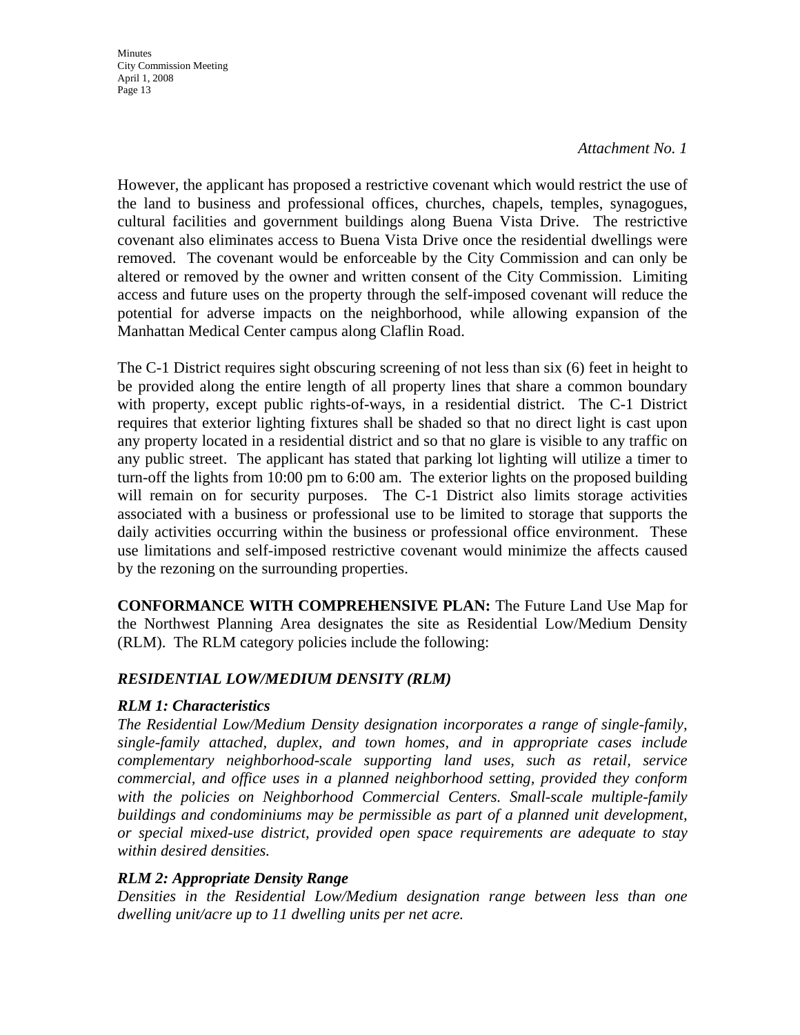*Attachment No. 1*

However, the applicant has proposed a restrictive covenant which would restrict the use of the land to business and professional offices, churches, chapels, temples, synagogues, cultural facilities and government buildings along Buena Vista Drive. The restrictive covenant also eliminates access to Buena Vista Drive once the residential dwellings were removed. The covenant would be enforceable by the City Commission and can only be altered or removed by the owner and written consent of the City Commission. Limiting access and future uses on the property through the self-imposed covenant will reduce the potential for adverse impacts on the neighborhood, while allowing expansion of the Manhattan Medical Center campus along Claflin Road.

The C-1 District requires sight obscuring screening of not less than six (6) feet in height to be provided along the entire length of all property lines that share a common boundary with property, except public rights-of-ways, in a residential district. The C-1 District requires that exterior lighting fixtures shall be shaded so that no direct light is cast upon any property located in a residential district and so that no glare is visible to any traffic on any public street. The applicant has stated that parking lot lighting will utilize a timer to turn-off the lights from 10:00 pm to 6:00 am. The exterior lights on the proposed building will remain on for security purposes. The C-1 District also limits storage activities associated with a business or professional use to be limited to storage that supports the daily activities occurring within the business or professional office environment. These use limitations and self-imposed restrictive covenant would minimize the affects caused by the rezoning on the surrounding properties.

**CONFORMANCE WITH COMPREHENSIVE PLAN:** The Future Land Use Map for the Northwest Planning Area designates the site as Residential Low/Medium Density (RLM). The RLM category policies include the following:

***RESIDENTIAL LOW/MEDIUM DENSITY (RLM)***

***RLM 1: Characteristics***

*The Residential Low/Medium Density designation incorporates a range of single-family, single-family attached, duplex, and town homes, and in appropriate cases include complementary neighborhood-scale supporting land uses, such as retail, service commercial, and office uses in a planned neighborhood setting, provided they conform with the policies on Neighborhood Commercial Centers. Small-scale multiple-family buildings and condominiums may be permissible as part of a planned unit development, or special mixed-use district, provided open space requirements are adequate to stay within desired densities.*

***RLM 2: Appropriate Density Range***

*Densities in the Residential Low/Medium designation range between less than one dwelling unit/acre up to 11 dwelling units per net acre.*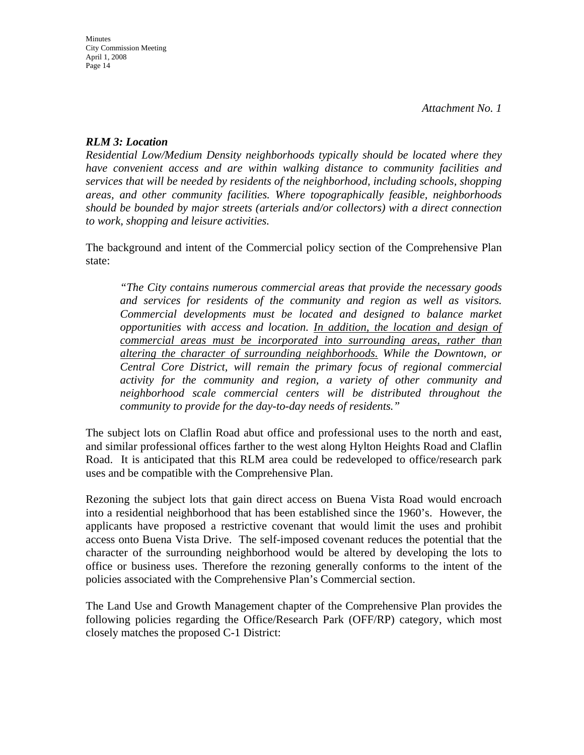*Attachment No. 1*

***RLM 3: Location***

*Residential Low/Medium Density neighborhoods typically should be located where they have convenient access and are within walking distance to community facilities and services that will be needed by residents of the neighborhood, including schools, shopping areas, and other community facilities. Where topographically feasible, neighborhoods should be bounded by major streets (arterials and/or collectors) with a direct connection to work, shopping and leisure activities.*

The background and intent of the Commercial policy section of the Comprehensive Plan state:

> *"The City contains numerous commercial areas that provide the necessary goods and services for residents of the community and region as well as visitors. Commercial developments must be located and designed to balance market opportunities with access and location. <u>In addition, the location and design of commercial areas must be incorporated into surrounding areas, rather than altering the character of surrounding neighborhoods.</u> While the Downtown, or Central Core District, will remain the primary focus of regional commercial activity for the community and region, a variety of other community and neighborhood scale commercial centers will be distributed throughout the community to provide for the day-to-day needs of residents."*

The subject lots on Claflin Road abut office and professional uses to the north and east, and similar professional offices farther to the west along Hylton Heights Road and Claflin Road. It is anticipated that this RLM area could be redeveloped to office/research park uses and be compatible with the Comprehensive Plan.

Rezoning the subject lots that gain direct access on Buena Vista Road would encroach into a residential neighborhood that has been established since the 1960's. However, the applicants have proposed a restrictive covenant that would limit the uses and prohibit access onto Buena Vista Drive. The self-imposed covenant reduces the potential that the character of the surrounding neighborhood would be altered by developing the lots to office or business uses. Therefore the rezoning generally conforms to the intent of the policies associated with the Comprehensive Plan's Commercial section.

The Land Use and Growth Management chapter of the Comprehensive Plan provides the following policies regarding the Office/Research Park (OFF/RP) category, which most closely matches the proposed C-1 District: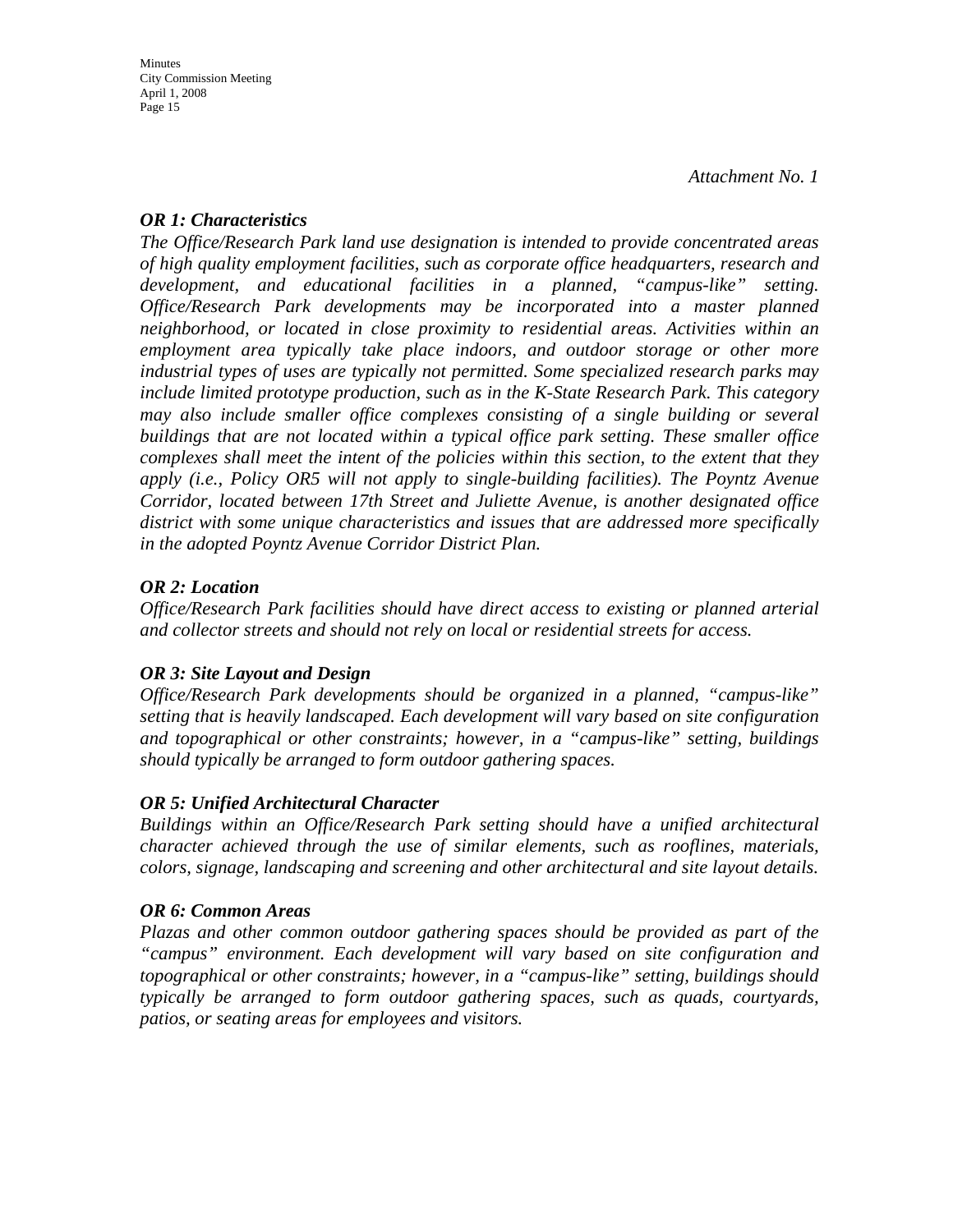*Attachment No. 1*

***OR 1: Characteristics***

*The Office/Research Park land use designation is intended to provide concentrated areas of high quality employment facilities, such as corporate office headquarters, research and development, and educational facilities in a planned, "campus-like" setting. Office/Research Park developments may be incorporated into a master planned neighborhood, or located in close proximity to residential areas. Activities within an employment area typically take place indoors, and outdoor storage or other more industrial types of uses are typically not permitted. Some specialized research parks may include limited prototype production, such as in the K-State Research Park. This category may also include smaller office complexes consisting of a single building or several buildings that are not located within a typical office park setting. These smaller office complexes shall meet the intent of the policies within this section, to the extent that they apply (i.e., Policy OR5 will not apply to single-building facilities). The Poyntz Avenue Corridor, located between 17th Street and Juliette Avenue, is another designated office district with some unique characteristics and issues that are addressed more specifically in the adopted Poyntz Avenue Corridor District Plan.*

***OR 2: Location***

*Office/Research Park facilities should have direct access to existing or planned arterial and collector streets and should not rely on local or residential streets for access.*

***OR 3: Site Layout and Design***

*Office/Research Park developments should be organized in a planned, "campus-like" setting that is heavily landscaped. Each development will vary based on site configuration and topographical or other constraints; however, in a "campus-like" setting, buildings should typically be arranged to form outdoor gathering spaces.*

***OR 5: Unified Architectural Character***

*Buildings within an Office/Research Park setting should have a unified architectural character achieved through the use of similar elements, such as rooflines, materials, colors, signage, landscaping and screening and other architectural and site layout details.*

***OR 6: Common Areas***

*Plazas and other common outdoor gathering spaces should be provided as part of the "campus" environment. Each development will vary based on site configuration and topographical or other constraints; however, in a "campus-like" setting, buildings should typically be arranged to form outdoor gathering spaces, such as quads, courtyards, patios, or seating areas for employees and visitors.*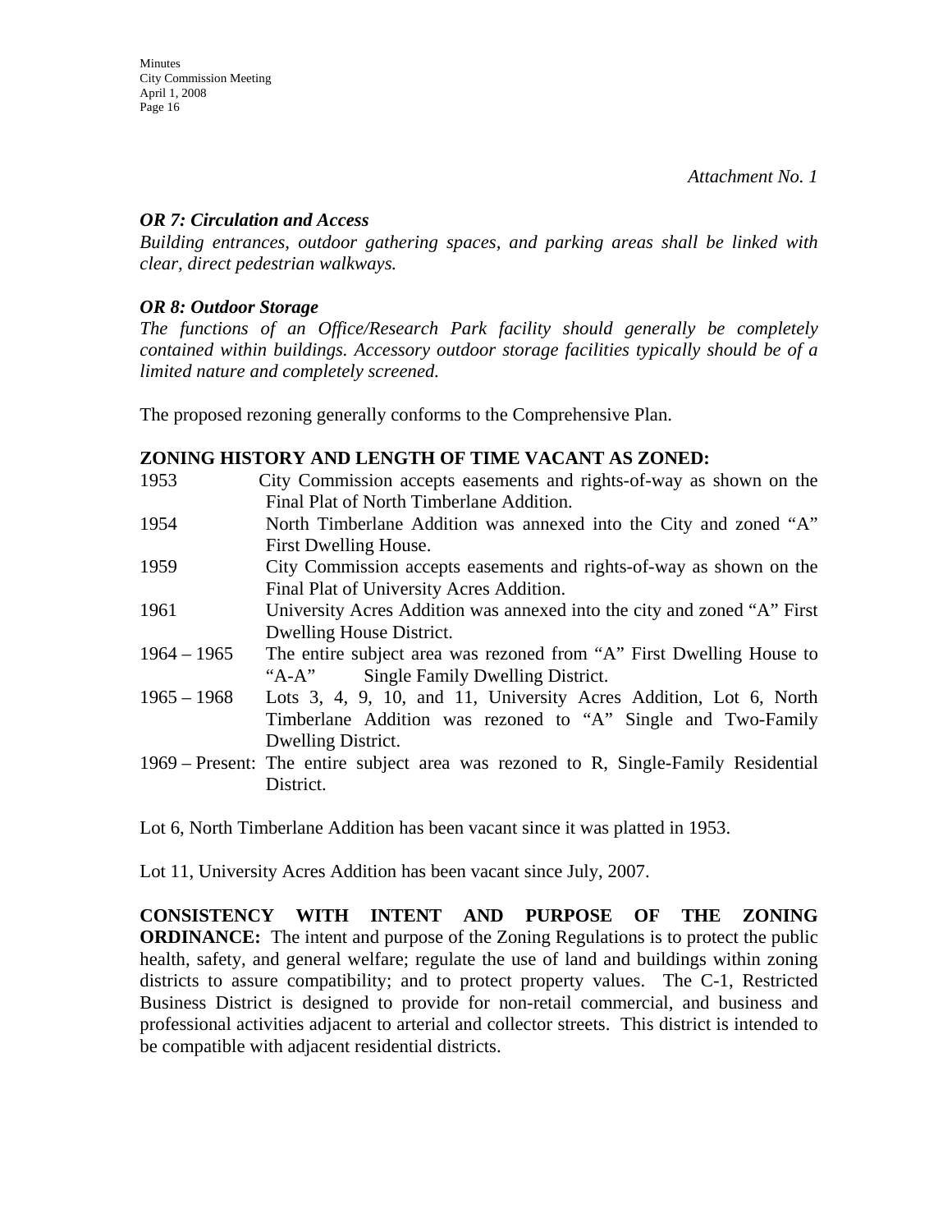*Attachment No. 1*

***OR 7: Circulation and Access***

*Building entrances, outdoor gathering spaces, and parking areas shall be linked with clear, direct pedestrian walkways.*

***OR 8: Outdoor Storage***

*The functions of an Office/Research Park facility should generally be completely contained within buildings. Accessory outdoor storage facilities typically should be of a limited nature and completely screened.*

The proposed rezoning generally conforms to the Comprehensive Plan.

**ZONING HISTORY AND LENGTH OF TIME VACANT AS ZONED:**

| | |
|---|---|
| 1953 | City Commission accepts easements and rights-of-way as shown on the Final Plat of North Timberlane Addition. |
| 1954 | North Timberlane Addition was annexed into the City and zoned "A" First Dwelling House. |
| 1959 | City Commission accepts easements and rights-of-way as shown on the Final Plat of University Acres Addition. |
| 1961 | University Acres Addition was annexed into the city and zoned "A" First Dwelling House District. |
| 1964 – 1965 | The entire subject area was rezoned from "A" First Dwelling House to "A-A" Single Family Dwelling District. |
| 1965 – 1968 | Lots 3, 4, 9, 10, and 11, University Acres Addition, Lot 6, North Timberlane Addition was rezoned to "A" Single and Two-Family Dwelling District. |
| 1969 – Present: | The entire subject area was rezoned to R, Single-Family Residential District. |

Lot 6, North Timberlane Addition has been vacant since it was platted in 1953.

Lot 11, University Acres Addition has been vacant since July, 2007.

**CONSISTENCY WITH INTENT AND PURPOSE OF THE ZONING ORDINANCE:** The intent and purpose of the Zoning Regulations is to protect the public health, safety, and general welfare; regulate the use of land and buildings within zoning districts to assure compatibility; and to protect property values. The C-1, Restricted Business District is designed to provide for non-retail commercial, and business and professional activities adjacent to arterial and collector streets. This district is intended to be compatible with adjacent residential districts.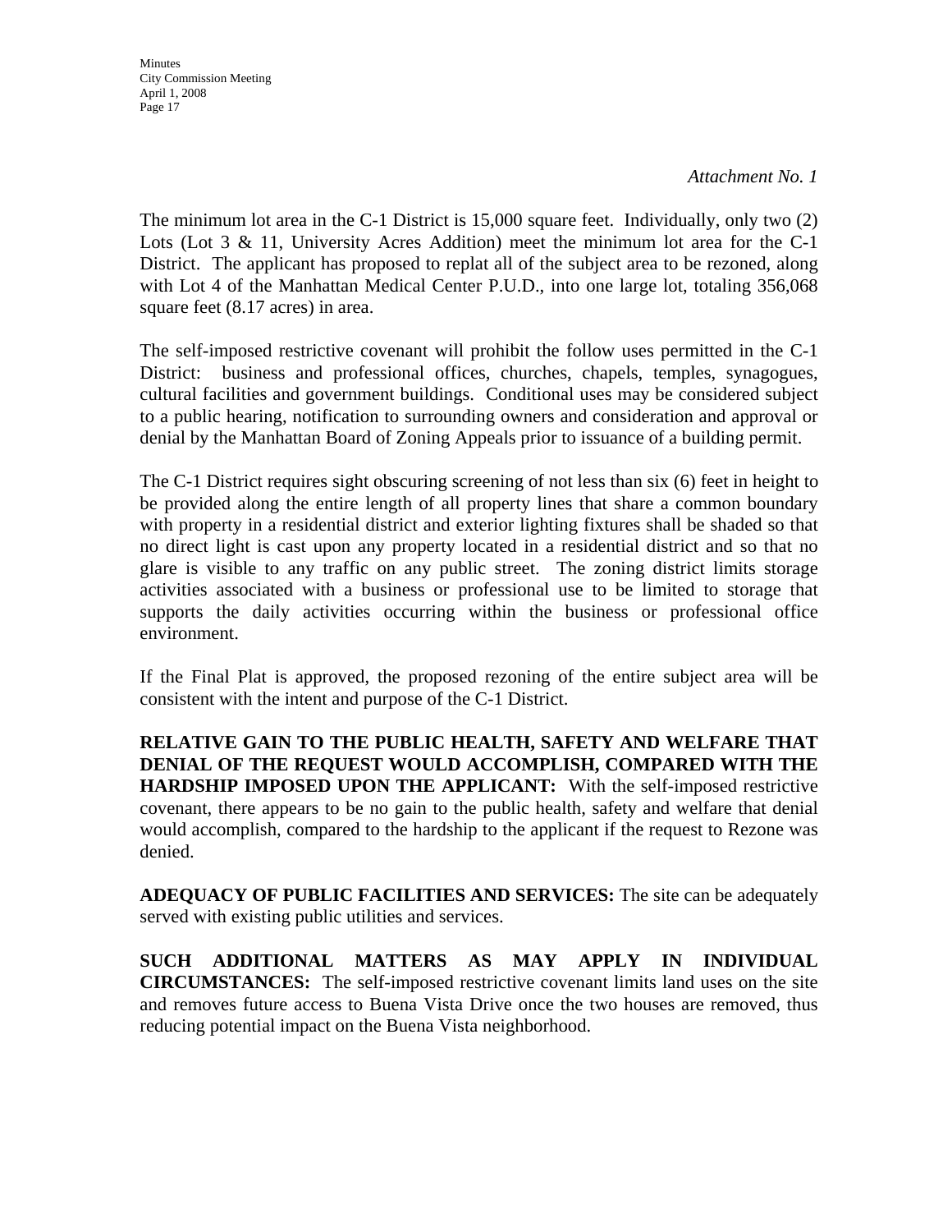*Attachment No. 1*

The minimum lot area in the C-1 District is 15,000 square feet. Individually, only two (2) Lots (Lot 3 & 11, University Acres Addition) meet the minimum lot area for the C-1 District. The applicant has proposed to replat all of the subject area to be rezoned, along with Lot 4 of the Manhattan Medical Center P.U.D., into one large lot, totaling 356,068 square feet (8.17 acres) in area.

The self-imposed restrictive covenant will prohibit the follow uses permitted in the C-1 District: business and professional offices, churches, chapels, temples, synagogues, cultural facilities and government buildings. Conditional uses may be considered subject to a public hearing, notification to surrounding owners and consideration and approval or denial by the Manhattan Board of Zoning Appeals prior to issuance of a building permit.

The C-1 District requires sight obscuring screening of not less than six (6) feet in height to be provided along the entire length of all property lines that share a common boundary with property in a residential district and exterior lighting fixtures shall be shaded so that no direct light is cast upon any property located in a residential district and so that no glare is visible to any traffic on any public street. The zoning district limits storage activities associated with a business or professional use to be limited to storage that supports the daily activities occurring within the business or professional office environment.

If the Final Plat is approved, the proposed rezoning of the entire subject area will be consistent with the intent and purpose of the C-1 District.

**RELATIVE GAIN TO THE PUBLIC HEALTH, SAFETY AND WELFARE THAT DENIAL OF THE REQUEST WOULD ACCOMPLISH, COMPARED WITH THE HARDSHIP IMPOSED UPON THE APPLICANT:** With the self-imposed restrictive covenant, there appears to be no gain to the public health, safety and welfare that denial would accomplish, compared to the hardship to the applicant if the request to Rezone was denied.

**ADEQUACY OF PUBLIC FACILITIES AND SERVICES:** The site can be adequately served with existing public utilities and services.

**SUCH ADDITIONAL MATTERS AS MAY APPLY IN INDIVIDUAL CIRCUMSTANCES:** The self-imposed restrictive covenant limits land uses on the site and removes future access to Buena Vista Drive once the two houses are removed, thus reducing potential impact on the Buena Vista neighborhood.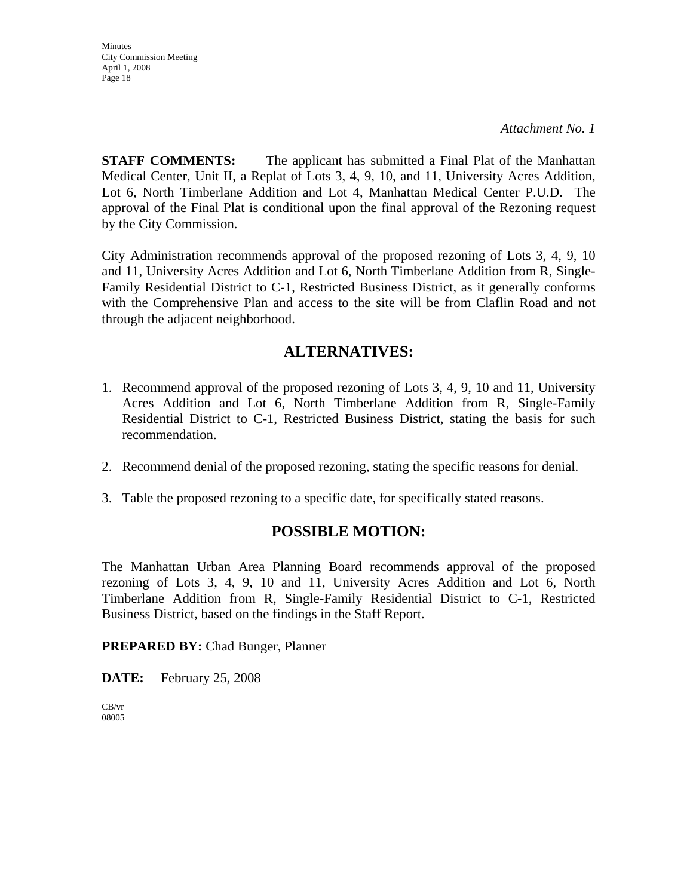*Attachment No. 1*

**STAFF COMMENTS:** The applicant has submitted a Final Plat of the Manhattan Medical Center, Unit II, a Replat of Lots 3, 4, 9, 10, and 11, University Acres Addition, Lot 6, North Timberlane Addition and Lot 4, Manhattan Medical Center P.U.D. The approval of the Final Plat is conditional upon the final approval of the Rezoning request by the City Commission.

City Administration recommends approval of the proposed rezoning of Lots 3, 4, 9, 10 and 11, University Acres Addition and Lot 6, North Timberlane Addition from R, Single-Family Residential District to C-1, Restricted Business District, as it generally conforms with the Comprehensive Plan and access to the site will be from Claflin Road and not through the adjacent neighborhood.

## ALTERNATIVES:

1. Recommend approval of the proposed rezoning of Lots 3, 4, 9, 10 and 11, University Acres Addition and Lot 6, North Timberlane Addition from R, Single-Family Residential District to C-1, Restricted Business District, stating the basis for such recommendation.

2. Recommend denial of the proposed rezoning, stating the specific reasons for denial.

3. Table the proposed rezoning to a specific date, for specifically stated reasons.

## POSSIBLE MOTION:

The Manhattan Urban Area Planning Board recommends approval of the proposed rezoning of Lots 3, 4, 9, 10 and 11, University Acres Addition and Lot 6, North Timberlane Addition from R, Single-Family Residential District to C-1, Restricted Business District, based on the findings in the Staff Report.

**PREPARED BY:** Chad Bunger, Planner

**DATE:** February 25, 2008

CB/vr
08005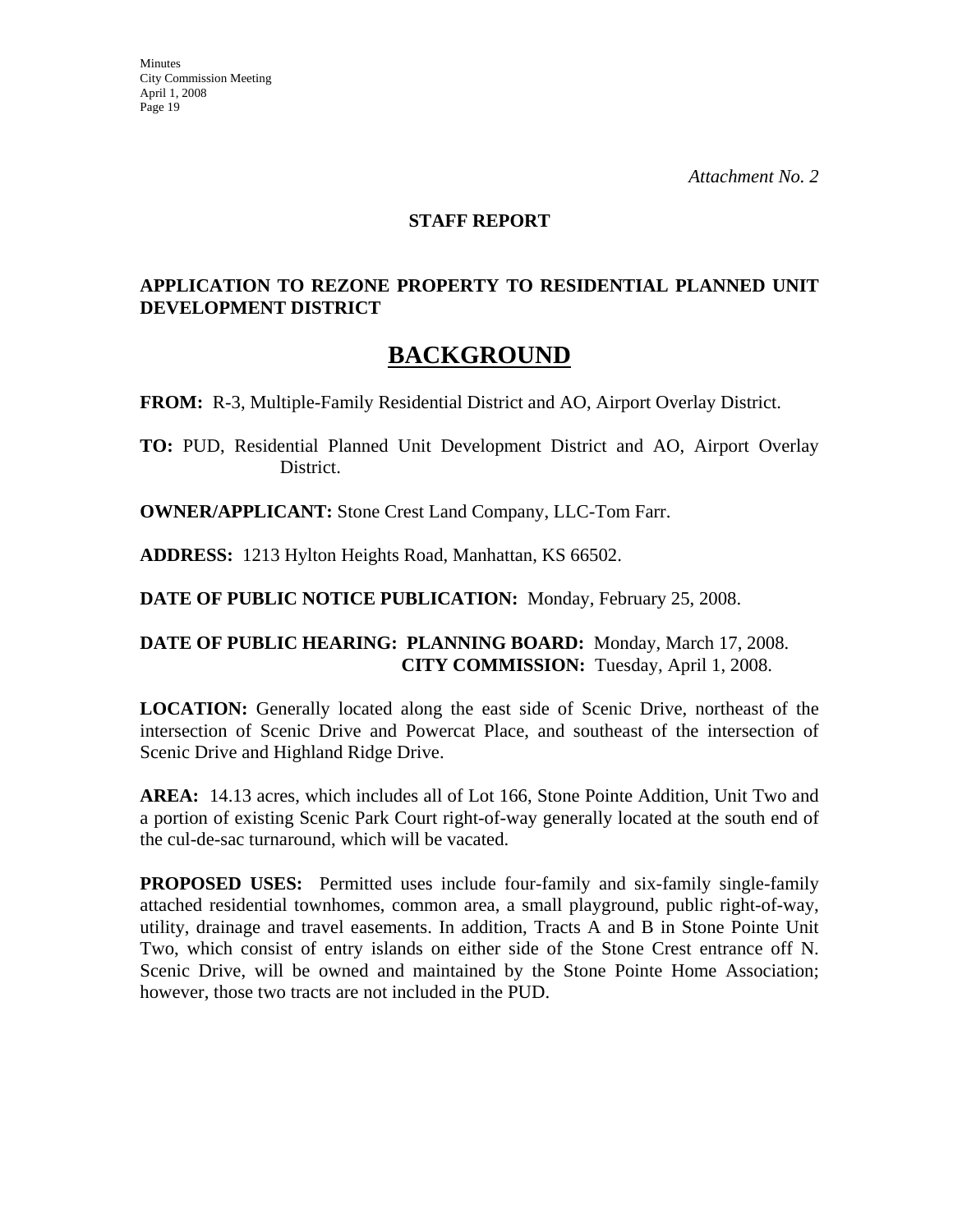*Attachment No. 2*

**STAFF REPORT**

**APPLICATION TO REZONE PROPERTY TO RESIDENTIAL PLANNED UNIT DEVELOPMENT DISTRICT**

# BACKGROUND

**FROM:** R-3, Multiple-Family Residential District and AO, Airport Overlay District.

**TO:** PUD, Residential Planned Unit Development District and AO, Airport Overlay District.

**OWNER/APPLICANT:** Stone Crest Land Company, LLC-Tom Farr.

**ADDRESS:** 1213 Hylton Heights Road, Manhattan, KS 66502.

**DATE OF PUBLIC NOTICE PUBLICATION:** Monday, February 25, 2008.

**DATE OF PUBLIC HEARING: PLANNING BOARD:** Monday, March 17, 2008.
**CITY COMMISSION:** Tuesday, April 1, 2008.

**LOCATION:** Generally located along the east side of Scenic Drive, northeast of the intersection of Scenic Drive and Powercat Place, and southeast of the intersection of Scenic Drive and Highland Ridge Drive.

**AREA:** 14.13 acres, which includes all of Lot 166, Stone Pointe Addition, Unit Two and a portion of existing Scenic Park Court right-of-way generally located at the south end of the cul-de-sac turnaround, which will be vacated.

**PROPOSED USES:** Permitted uses include four-family and six-family single-family attached residential townhomes, common area, a small playground, public right-of-way, utility, drainage and travel easements. In addition, Tracts A and B in Stone Pointe Unit Two, which consist of entry islands on either side of the Stone Crest entrance off N. Scenic Drive, will be owned and maintained by the Stone Pointe Home Association; however, those two tracts are not included in the PUD.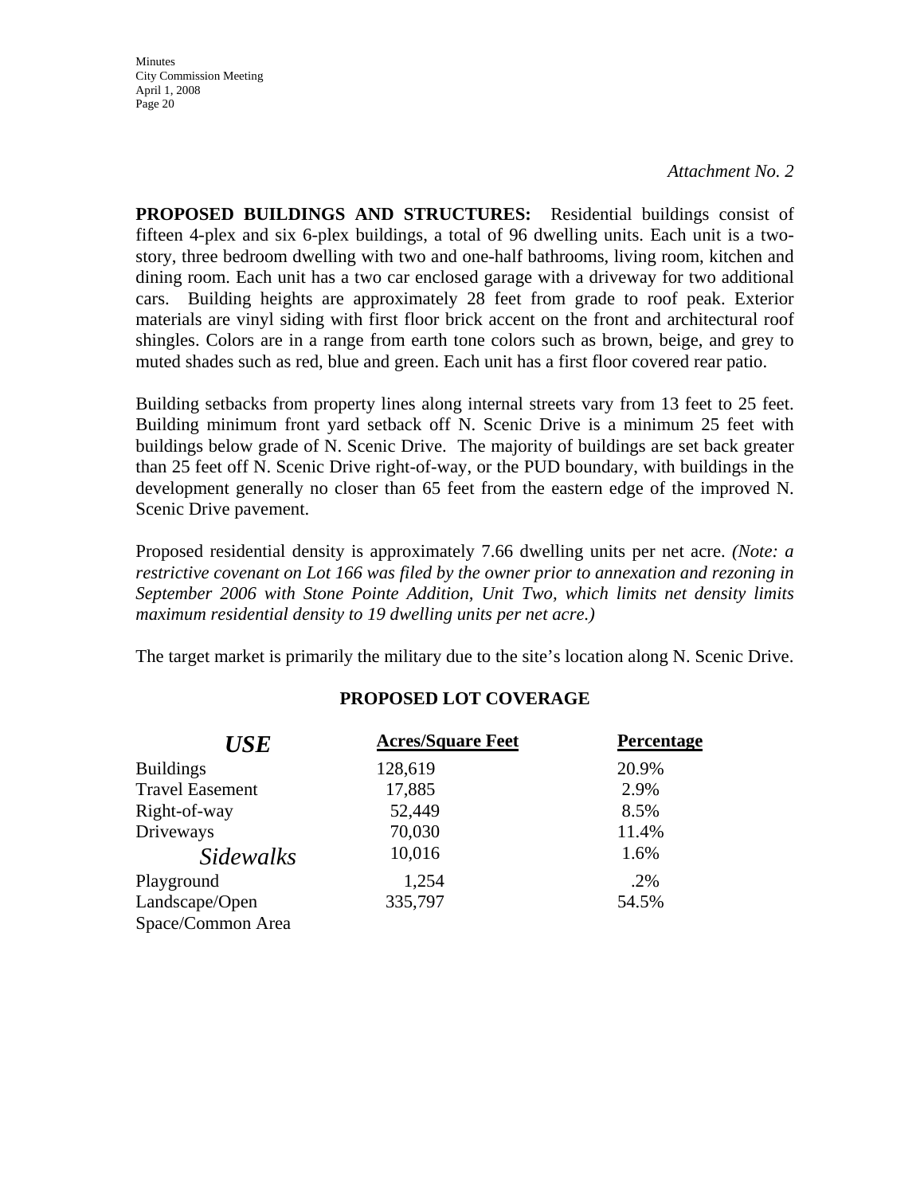*Attachment No. 2*

**PROPOSED BUILDINGS AND STRUCTURES:** Residential buildings consist of fifteen 4-plex and six 6-plex buildings, a total of 96 dwelling units. Each unit is a two-story, three bedroom dwelling with two and one-half bathrooms, living room, kitchen and dining room. Each unit has a two car enclosed garage with a driveway for two additional cars. Building heights are approximately 28 feet from grade to roof peak. Exterior materials are vinyl siding with first floor brick accent on the front and architectural roof shingles. Colors are in a range from earth tone colors such as brown, beige, and grey to muted shades such as red, blue and green. Each unit has a first floor covered rear patio.

Building setbacks from property lines along internal streets vary from 13 feet to 25 feet. Building minimum front yard setback off N. Scenic Drive is a minimum 25 feet with buildings below grade of N. Scenic Drive. The majority of buildings are set back greater than 25 feet off N. Scenic Drive right-of-way, or the PUD boundary, with buildings in the development generally no closer than 65 feet from the eastern edge of the improved N. Scenic Drive pavement.

Proposed residential density is approximately 7.66 dwelling units per net acre. *(Note: a restrictive covenant on Lot 166 was filed by the owner prior to annexation and rezoning in September 2006 with Stone Pointe Addition, Unit Two, which limits net density limits maximum residential density to 19 dwelling units per net acre.)*

The target market is primarily the military due to the site's location along N. Scenic Drive.

**PROPOSED LOT COVERAGE**

| *USE* | Acres/Square Feet | Percentage |
|---|---|---|
| Buildings | 128,619 | 20.9% |
| Travel Easement | 17,885 | 2.9% |
| Right-of-way | 52,449 | 8.5% |
| Driveways | 70,030 | 11.4% |
| *Sidewalks* | 10,016 | 1.6% |
| Playground | 1,254 | .2% |
| Landscape/Open Space/Common Area | 335,797 | 54.5% |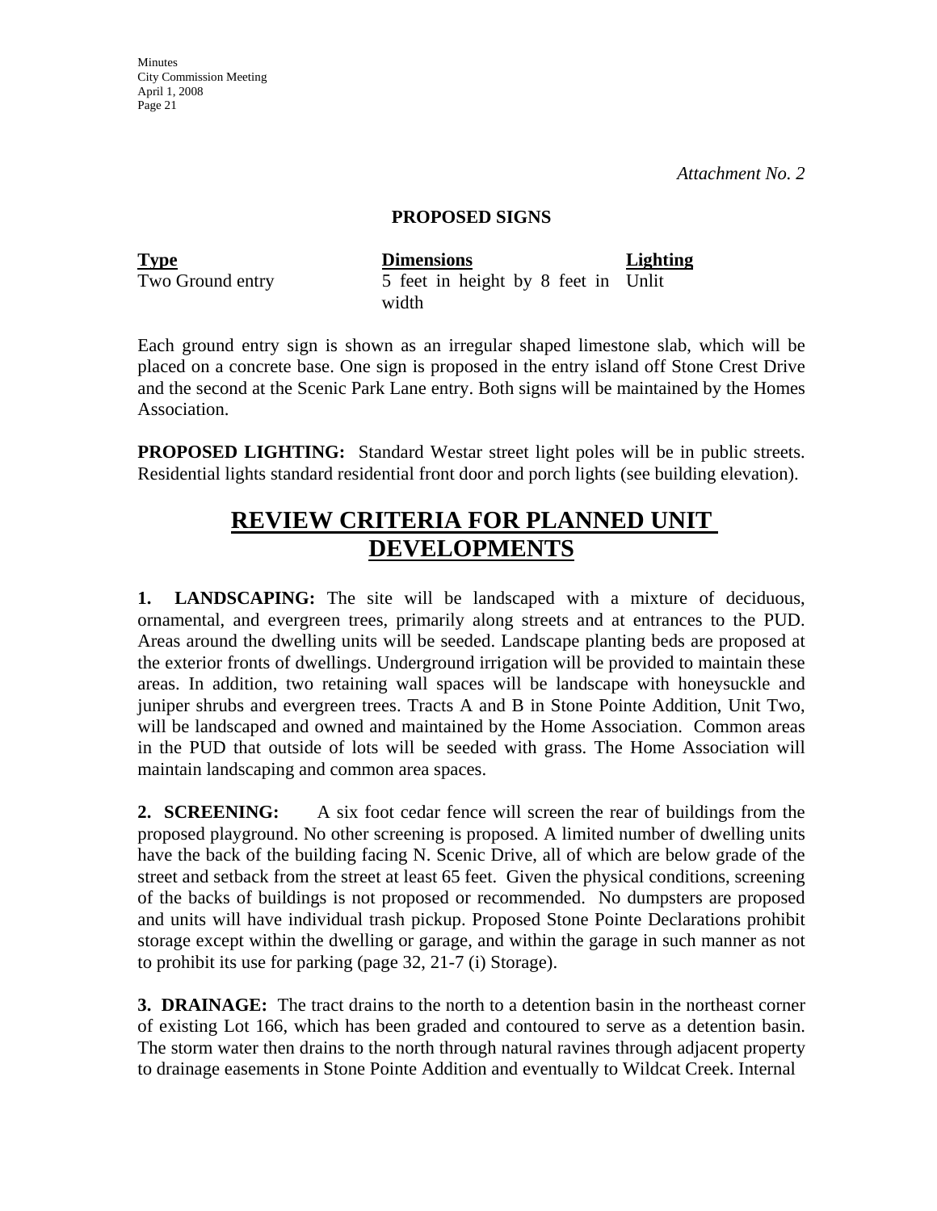*Attachment No. 2*

**PROPOSED SIGNS**

| Type | Dimensions | Lighting |
|---|---|---|
| Two Ground entry | 5 feet in height by 8 feet in width | Unlit |

Each ground entry sign is shown as an irregular shaped limestone slab, which will be placed on a concrete base. One sign is proposed in the entry island off Stone Crest Drive and the second at the Scenic Park Lane entry. Both signs will be maintained by the Homes Association.

**PROPOSED LIGHTING:** Standard Westar street light poles will be in public streets. Residential lights standard residential front door and porch lights (see building elevation).

# REVIEW CRITERIA FOR PLANNED UNIT DEVELOPMENTS

**1. LANDSCAPING:** The site will be landscaped with a mixture of deciduous, ornamental, and evergreen trees, primarily along streets and at entrances to the PUD. Areas around the dwelling units will be seeded. Landscape planting beds are proposed at the exterior fronts of dwellings. Underground irrigation will be provided to maintain these areas. In addition, two retaining wall spaces will be landscape with honeysuckle and juniper shrubs and evergreen trees. Tracts A and B in Stone Pointe Addition, Unit Two, will be landscaped and owned and maintained by the Home Association. Common areas in the PUD that outside of lots will be seeded with grass. The Home Association will maintain landscaping and common area spaces.

**2. SCREENING:** A six foot cedar fence will screen the rear of buildings from the proposed playground. No other screening is proposed. A limited number of dwelling units have the back of the building facing N. Scenic Drive, all of which are below grade of the street and setback from the street at least 65 feet. Given the physical conditions, screening of the backs of buildings is not proposed or recommended. No dumpsters are proposed and units will have individual trash pickup. Proposed Stone Pointe Declarations prohibit storage except within the dwelling or garage, and within the garage in such manner as not to prohibit its use for parking (page 32, 21-7 (i) Storage).

**3. DRAINAGE:** The tract drains to the north to a detention basin in the northeast corner of existing Lot 166, which has been graded and contoured to serve as a detention basin. The storm water then drains to the north through natural ravines through adjacent property to drainage easements in Stone Pointe Addition and eventually to Wildcat Creek. Internal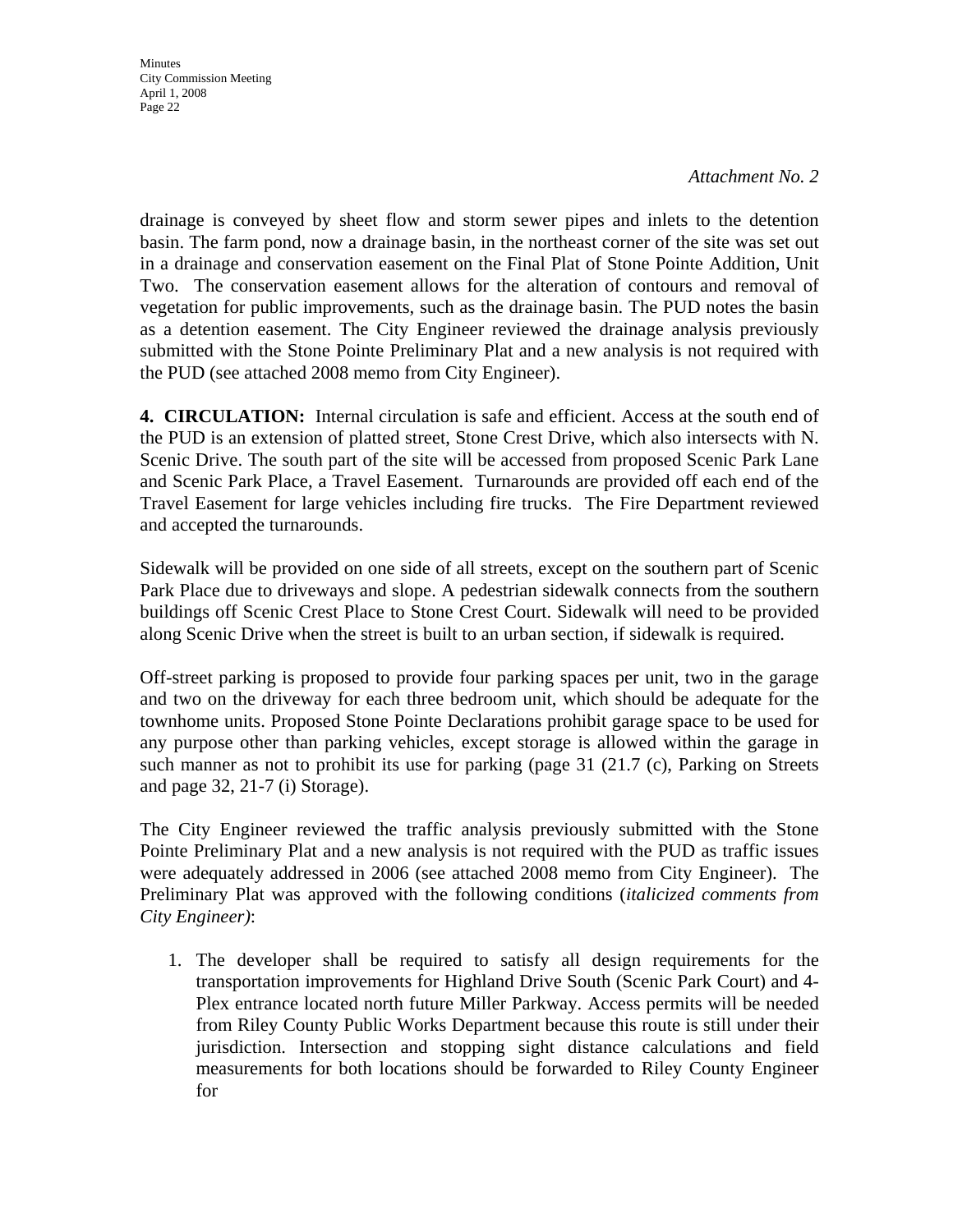*Attachment No. 2*

drainage is conveyed by sheet flow and storm sewer pipes and inlets to the detention basin. The farm pond, now a drainage basin, in the northeast corner of the site was set out in a drainage and conservation easement on the Final Plat of Stone Pointe Addition, Unit Two. The conservation easement allows for the alteration of contours and removal of vegetation for public improvements, such as the drainage basin. The PUD notes the basin as a detention easement. The City Engineer reviewed the drainage analysis previously submitted with the Stone Pointe Preliminary Plat and a new analysis is not required with the PUD (see attached 2008 memo from City Engineer).

**4. CIRCULATION:** Internal circulation is safe and efficient. Access at the south end of the PUD is an extension of platted street, Stone Crest Drive, which also intersects with N. Scenic Drive. The south part of the site will be accessed from proposed Scenic Park Lane and Scenic Park Place, a Travel Easement. Turnarounds are provided off each end of the Travel Easement for large vehicles including fire trucks. The Fire Department reviewed and accepted the turnarounds.

Sidewalk will be provided on one side of all streets, except on the southern part of Scenic Park Place due to driveways and slope. A pedestrian sidewalk connects from the southern buildings off Scenic Crest Place to Stone Crest Court. Sidewalk will need to be provided along Scenic Drive when the street is built to an urban section, if sidewalk is required.

Off-street parking is proposed to provide four parking spaces per unit, two in the garage and two on the driveway for each three bedroom unit, which should be adequate for the townhome units. Proposed Stone Pointe Declarations prohibit garage space to be used for any purpose other than parking vehicles, except storage is allowed within the garage in such manner as not to prohibit its use for parking (page 31 (21.7 (c), Parking on Streets and page 32, 21-7 (i) Storage).

The City Engineer reviewed the traffic analysis previously submitted with the Stone Pointe Preliminary Plat and a new analysis is not required with the PUD as traffic issues were adequately addressed in 2006 (see attached 2008 memo from City Engineer). The Preliminary Plat was approved with the following conditions (*italicized comments from City Engineer)*:

1. The developer shall be required to satisfy all design requirements for the transportation improvements for Highland Drive South (Scenic Park Court) and 4-Plex entrance located north future Miller Parkway. Access permits will be needed from Riley County Public Works Department because this route is still under their jurisdiction. Intersection and stopping sight distance calculations and field measurements for both locations should be forwarded to Riley County Engineer for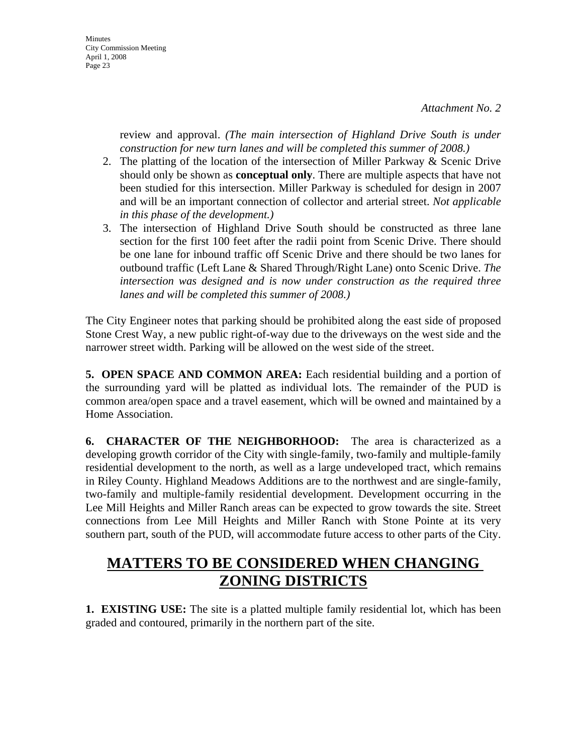*Attachment No. 2*

review and approval. *(The main intersection of Highland Drive South is under construction for new turn lanes and will be completed this summer of 2008.)*

2. The platting of the location of the intersection of Miller Parkway & Scenic Drive should only be shown as **conceptual only**. There are multiple aspects that have not been studied for this intersection. Miller Parkway is scheduled for design in 2007 and will be an important connection of collector and arterial street. *Not applicable in this phase of the development.)*
3. The intersection of Highland Drive South should be constructed as three lane section for the first 100 feet after the radii point from Scenic Drive. There should be one lane for inbound traffic off Scenic Drive and there should be two lanes for outbound traffic (Left Lane & Shared Through/Right Lane) onto Scenic Drive. *The intersection was designed and is now under construction as the required three lanes and will be completed this summer of 2008.)*

The City Engineer notes that parking should be prohibited along the east side of proposed Stone Crest Way, a new public right-of-way due to the driveways on the west side and the narrower street width. Parking will be allowed on the west side of the street.

**5. OPEN SPACE AND COMMON AREA:** Each residential building and a portion of the surrounding yard will be platted as individual lots. The remainder of the PUD is common area/open space and a travel easement, which will be owned and maintained by a Home Association.

**6. CHARACTER OF THE NEIGHBORHOOD:** The area is characterized as a developing growth corridor of the City with single-family, two-family and multiple-family residential development to the north, as well as a large undeveloped tract, which remains in Riley County. Highland Meadows Additions are to the northwest and are single-family, two-family and multiple-family residential development. Development occurring in the Lee Mill Heights and Miller Ranch areas can be expected to grow towards the site. Street connections from Lee Mill Heights and Miller Ranch with Stone Pointe at its very southern part, south of the PUD, will accommodate future access to other parts of the City.

# MATTERS TO BE CONSIDERED WHEN CHANGING ZONING DISTRICTS

**1. EXISTING USE:** The site is a platted multiple family residential lot, which has been graded and contoured, primarily in the northern part of the site.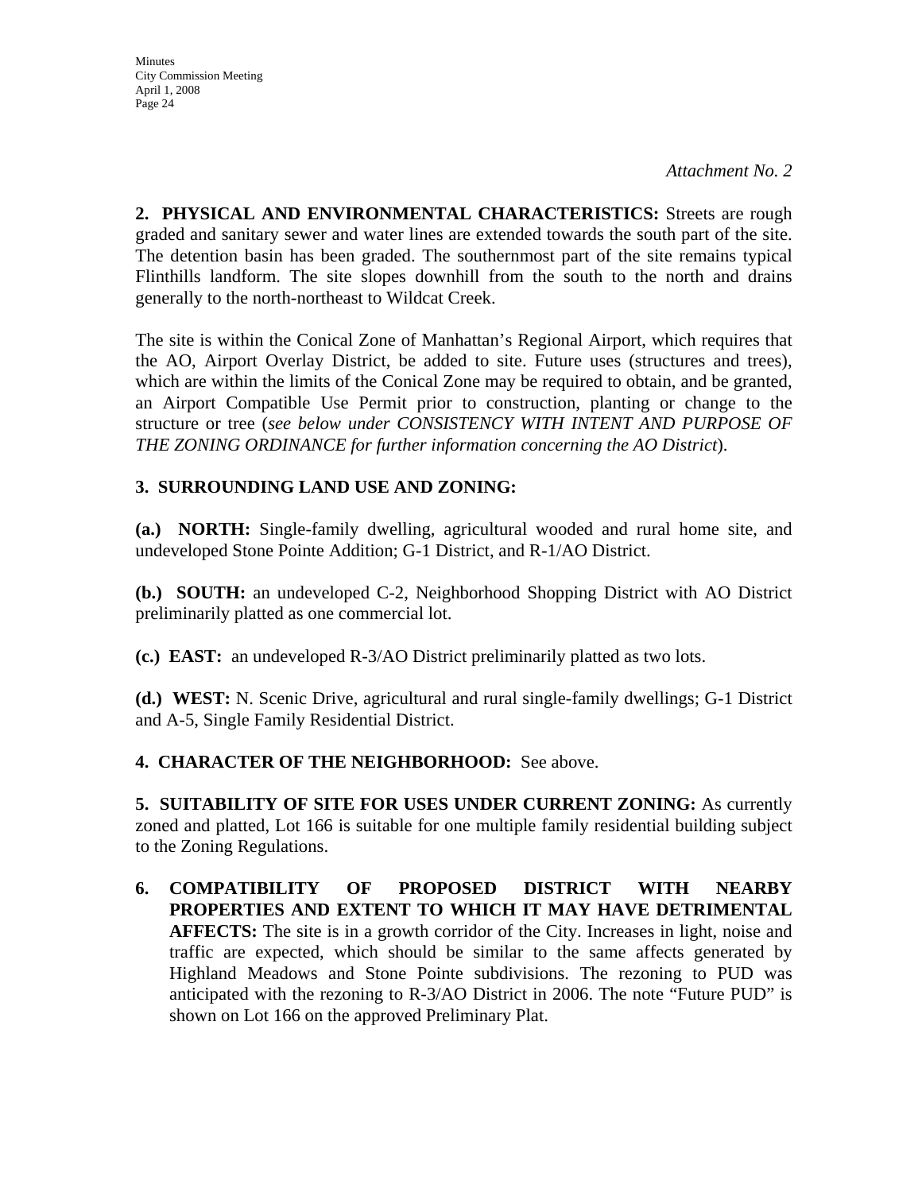*Attachment No. 2*

**2. PHYSICAL AND ENVIRONMENTAL CHARACTERISTICS:** Streets are rough graded and sanitary sewer and water lines are extended towards the south part of the site. The detention basin has been graded. The southernmost part of the site remains typical Flinthills landform. The site slopes downhill from the south to the north and drains generally to the north-northeast to Wildcat Creek.

The site is within the Conical Zone of Manhattan's Regional Airport, which requires that the AO, Airport Overlay District, be added to site. Future uses (structures and trees), which are within the limits of the Conical Zone may be required to obtain, and be granted, an Airport Compatible Use Permit prior to construction, planting or change to the structure or tree (*see below under CONSISTENCY WITH INTENT AND PURPOSE OF THE ZONING ORDINANCE for further information concerning the AO District*).

**3. SURROUNDING LAND USE AND ZONING:**

**(a.) NORTH:** Single-family dwelling, agricultural wooded and rural home site, and undeveloped Stone Pointe Addition; G-1 District, and R-1/AO District.

**(b.) SOUTH:** an undeveloped C-2, Neighborhood Shopping District with AO District preliminarily platted as one commercial lot.

**(c.) EAST:** an undeveloped R-3/AO District preliminarily platted as two lots.

**(d.) WEST:** N. Scenic Drive, agricultural and rural single-family dwellings; G-1 District and A-5, Single Family Residential District.

**4. CHARACTER OF THE NEIGHBORHOOD:** See above.

**5. SUITABILITY OF SITE FOR USES UNDER CURRENT ZONING:** As currently zoned and platted, Lot 166 is suitable for one multiple family residential building subject to the Zoning Regulations.

**6. COMPATIBILITY OF PROPOSED DISTRICT WITH NEARBY PROPERTIES AND EXTENT TO WHICH IT MAY HAVE DETRIMENTAL AFFECTS:** The site is in a growth corridor of the City. Increases in light, noise and traffic are expected, which should be similar to the same affects generated by Highland Meadows and Stone Pointe subdivisions. The rezoning to PUD was anticipated with the rezoning to R-3/AO District in 2006. The note "Future PUD" is shown on Lot 166 on the approved Preliminary Plat.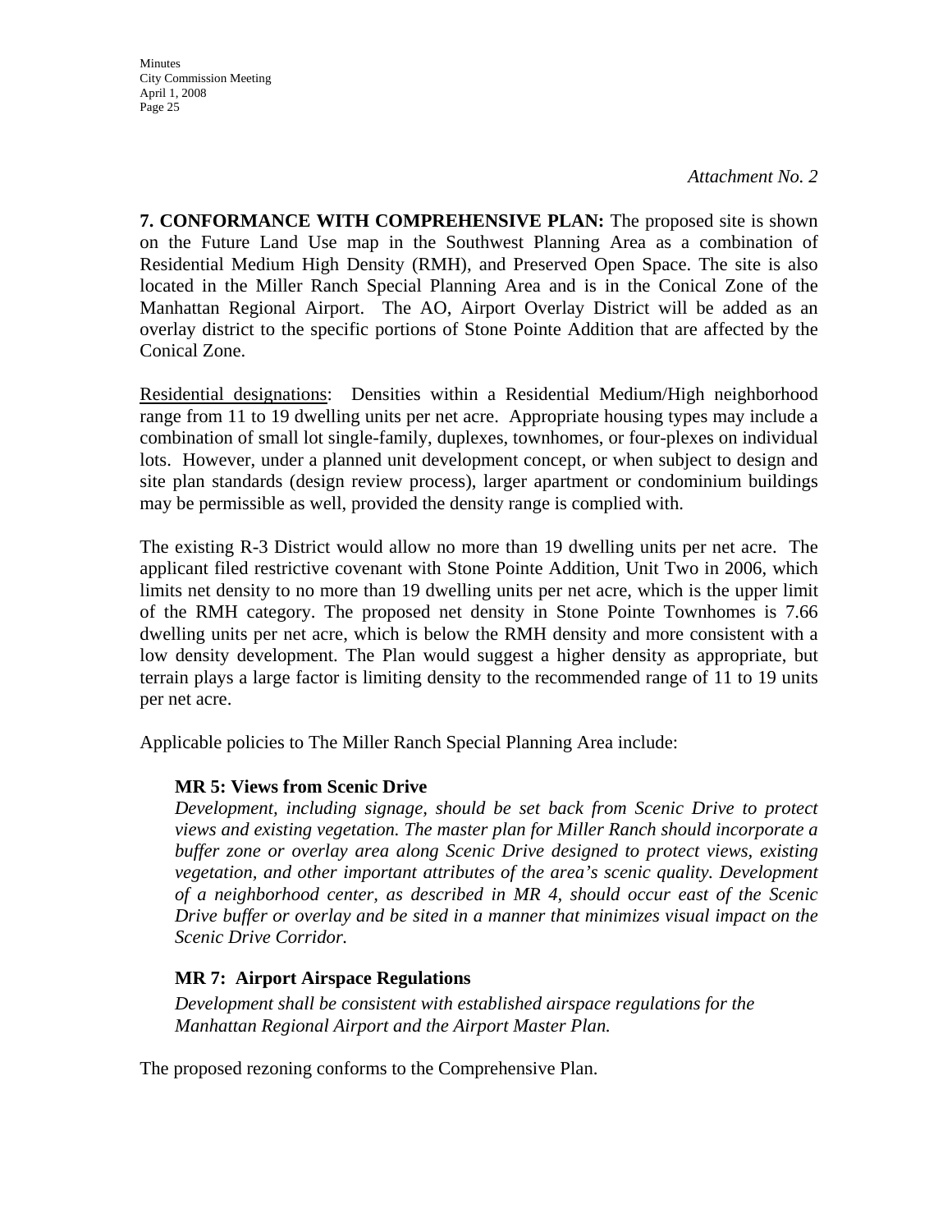*Attachment No. 2*

**7. CONFORMANCE WITH COMPREHENSIVE PLAN:** The proposed site is shown on the Future Land Use map in the Southwest Planning Area as a combination of Residential Medium High Density (RMH), and Preserved Open Space. The site is also located in the Miller Ranch Special Planning Area and is in the Conical Zone of the Manhattan Regional Airport. The AO, Airport Overlay District will be added as an overlay district to the specific portions of Stone Pointe Addition that are affected by the Conical Zone.

Residential designations: Densities within a Residential Medium/High neighborhood range from 11 to 19 dwelling units per net acre. Appropriate housing types may include a combination of small lot single-family, duplexes, townhomes, or four-plexes on individual lots. However, under a planned unit development concept, or when subject to design and site plan standards (design review process), larger apartment or condominium buildings may be permissible as well, provided the density range is complied with.

The existing R-3 District would allow no more than 19 dwelling units per net acre. The applicant filed restrictive covenant with Stone Pointe Addition, Unit Two in 2006, which limits net density to no more than 19 dwelling units per net acre, which is the upper limit of the RMH category. The proposed net density in Stone Pointe Townhomes is 7.66 dwelling units per net acre, which is below the RMH density and more consistent with a low density development. The Plan would suggest a higher density as appropriate, but terrain plays a large factor is limiting density to the recommended range of 11 to 19 units per net acre.

Applicable policies to The Miller Ranch Special Planning Area include:

**MR 5: Views from Scenic Drive**

*Development, including signage, should be set back from Scenic Drive to protect views and existing vegetation. The master plan for Miller Ranch should incorporate a buffer zone or overlay area along Scenic Drive designed to protect views, existing vegetation, and other important attributes of the area's scenic quality. Development of a neighborhood center, as described in MR 4, should occur east of the Scenic Drive buffer or overlay and be sited in a manner that minimizes visual impact on the Scenic Drive Corridor.*

**MR 7: Airport Airspace Regulations**

*Development shall be consistent with established airspace regulations for the Manhattan Regional Airport and the Airport Master Plan.*

The proposed rezoning conforms to the Comprehensive Plan.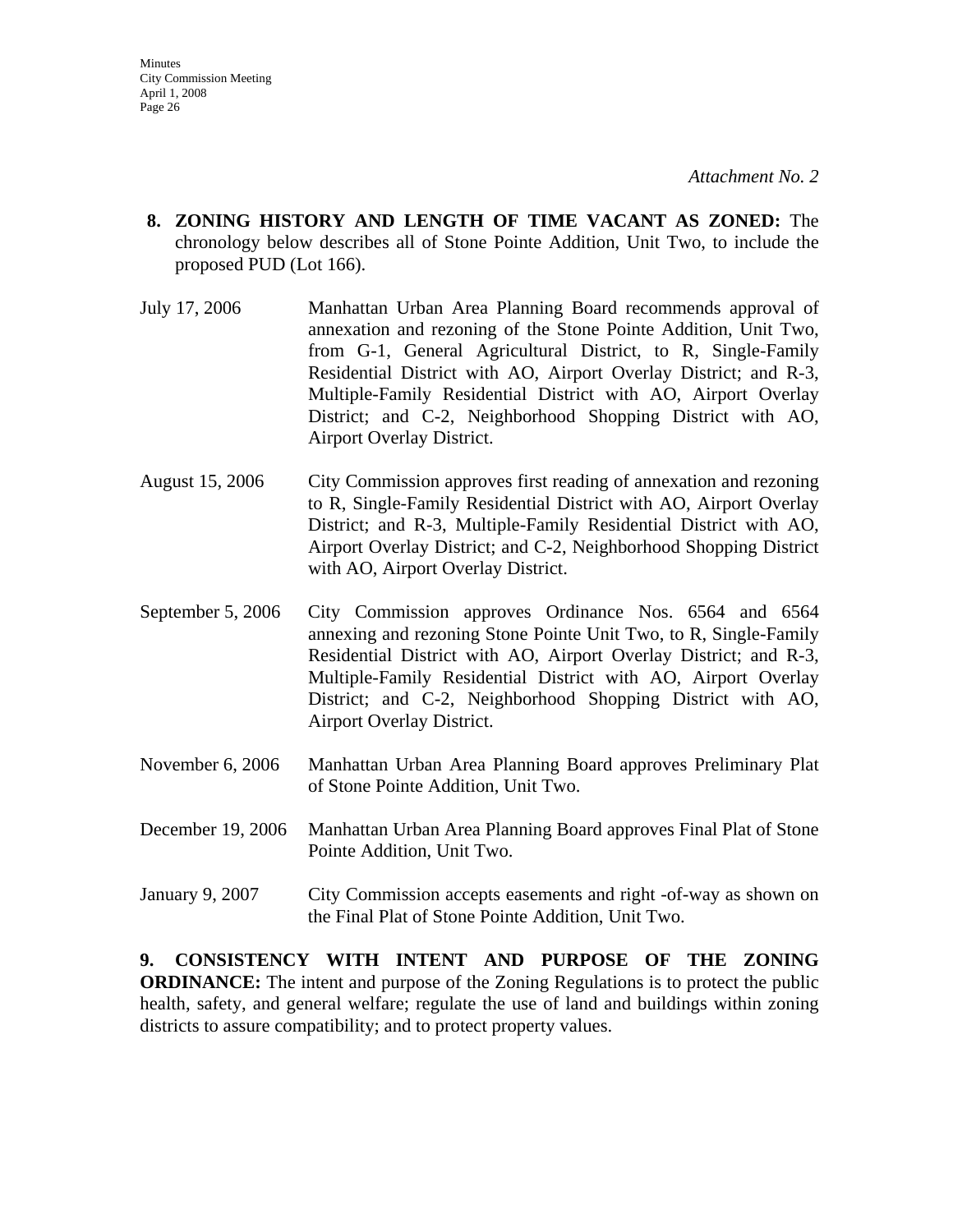*Attachment No. 2*

**8. ZONING HISTORY AND LENGTH OF TIME VACANT AS ZONED:** The chronology below describes all of Stone Pointe Addition, Unit Two, to include the proposed PUD (Lot 166).

July 17, 2006 — Manhattan Urban Area Planning Board recommends approval of annexation and rezoning of the Stone Pointe Addition, Unit Two, from G-1, General Agricultural District, to R, Single-Family Residential District with AO, Airport Overlay District; and R-3, Multiple-Family Residential District with AO, Airport Overlay District; and C-2, Neighborhood Shopping District with AO, Airport Overlay District.

August 15, 2006 — City Commission approves first reading of annexation and rezoning to R, Single-Family Residential District with AO, Airport Overlay District; and R-3, Multiple-Family Residential District with AO, Airport Overlay District; and C-2, Neighborhood Shopping District with AO, Airport Overlay District.

September 5, 2006 — City Commission approves Ordinance Nos. 6564 and 6564 annexing and rezoning Stone Pointe Unit Two, to R, Single-Family Residential District with AO, Airport Overlay District; and R-3, Multiple-Family Residential District with AO, Airport Overlay District; and C-2, Neighborhood Shopping District with AO, Airport Overlay District.

November 6, 2006 — Manhattan Urban Area Planning Board approves Preliminary Plat of Stone Pointe Addition, Unit Two.

December 19, 2006 — Manhattan Urban Area Planning Board approves Final Plat of Stone Pointe Addition, Unit Two.

January 9, 2007 — City Commission accepts easements and right -of-way as shown on the Final Plat of Stone Pointe Addition, Unit Two.

**9. CONSISTENCY WITH INTENT AND PURPOSE OF THE ZONING ORDINANCE:** The intent and purpose of the Zoning Regulations is to protect the public health, safety, and general welfare; regulate the use of land and buildings within zoning districts to assure compatibility; and to protect property values.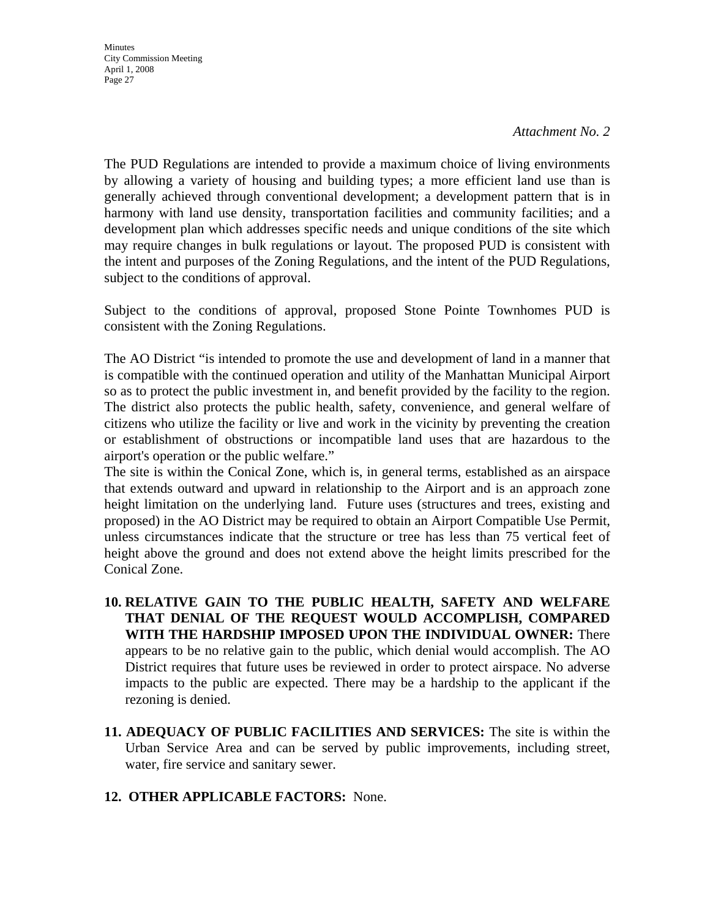*Attachment No. 2*

The PUD Regulations are intended to provide a maximum choice of living environments by allowing a variety of housing and building types; a more efficient land use than is generally achieved through conventional development; a development pattern that is in harmony with land use density, transportation facilities and community facilities; and a development plan which addresses specific needs and unique conditions of the site which may require changes in bulk regulations or layout. The proposed PUD is consistent with the intent and purposes of the Zoning Regulations, and the intent of the PUD Regulations, subject to the conditions of approval.

Subject to the conditions of approval, proposed Stone Pointe Townhomes PUD is consistent with the Zoning Regulations.

The AO District "is intended to promote the use and development of land in a manner that is compatible with the continued operation and utility of the Manhattan Municipal Airport so as to protect the public investment in, and benefit provided by the facility to the region. The district also protects the public health, safety, convenience, and general welfare of citizens who utilize the facility or live and work in the vicinity by preventing the creation or establishment of obstructions or incompatible land uses that are hazardous to the airport's operation or the public welfare."
The site is within the Conical Zone, which is, in general terms, established as an airspace that extends outward and upward in relationship to the Airport and is an approach zone height limitation on the underlying land. Future uses (structures and trees, existing and proposed) in the AO District may be required to obtain an Airport Compatible Use Permit, unless circumstances indicate that the structure or tree has less than 75 vertical feet of height above the ground and does not extend above the height limits prescribed for the Conical Zone.

10. **RELATIVE GAIN TO THE PUBLIC HEALTH, SAFETY AND WELFARE THAT DENIAL OF THE REQUEST WOULD ACCOMPLISH, COMPARED WITH THE HARDSHIP IMPOSED UPON THE INDIVIDUAL OWNER:** There appears to be no relative gain to the public, which denial would accomplish. The AO District requires that future uses be reviewed in order to protect airspace. No adverse impacts to the public are expected. There may be a hardship to the applicant if the rezoning is denied.

11. **ADEQUACY OF PUBLIC FACILITIES AND SERVICES:** The site is within the Urban Service Area and can be served by public improvements, including street, water, fire service and sanitary sewer.

12. **OTHER APPLICABLE FACTORS:** None.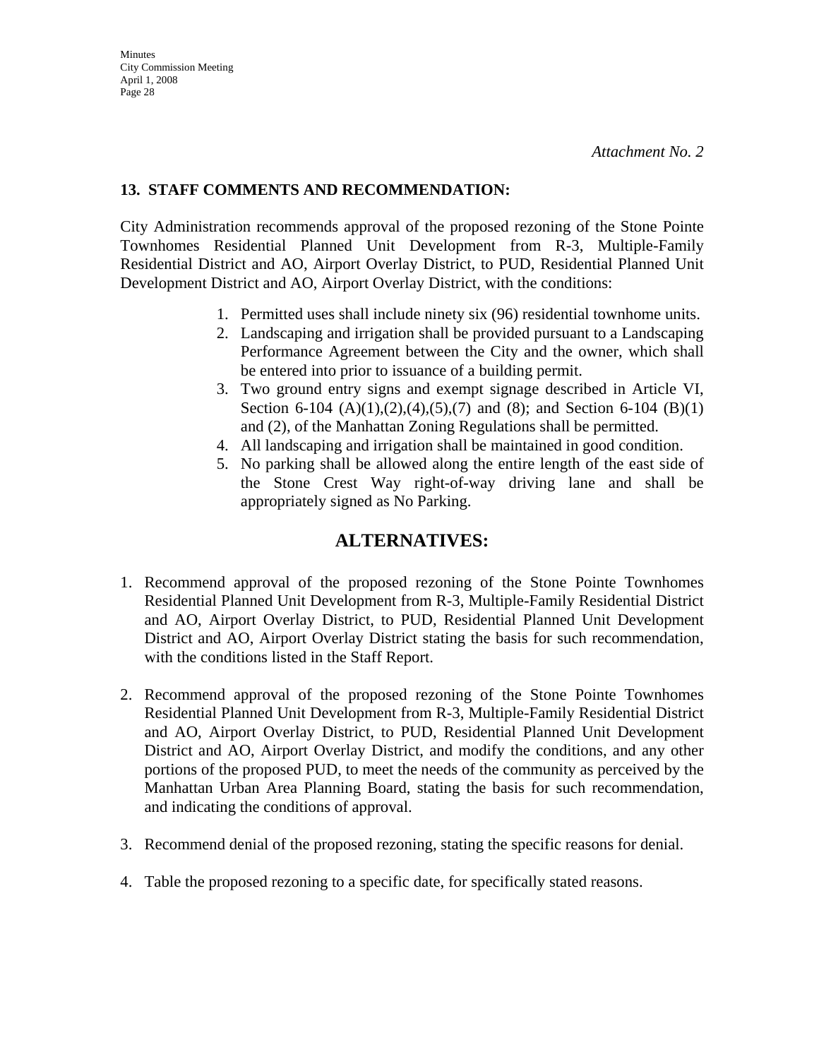*Attachment No. 2*

**13. STAFF COMMENTS AND RECOMMENDATION:**

City Administration recommends approval of the proposed rezoning of the Stone Pointe Townhomes Residential Planned Unit Development from R-3, Multiple-Family Residential District and AO, Airport Overlay District, to PUD, Residential Planned Unit Development District and AO, Airport Overlay District, with the conditions:

1. Permitted uses shall include ninety six (96) residential townhome units.
2. Landscaping and irrigation shall be provided pursuant to a Landscaping Performance Agreement between the City and the owner, which shall be entered into prior to issuance of a building permit.
3. Two ground entry signs and exempt signage described in Article VI, Section 6-104 (A)(1),(2),(4),(5),(7) and (8); and Section 6-104 (B)(1) and (2), of the Manhattan Zoning Regulations shall be permitted.
4. All landscaping and irrigation shall be maintained in good condition.
5. No parking shall be allowed along the entire length of the east side of the Stone Crest Way right-of-way driving lane and shall be appropriately signed as No Parking.

## ALTERNATIVES:

1. Recommend approval of the proposed rezoning of the Stone Pointe Townhomes Residential Planned Unit Development from R-3, Multiple-Family Residential District and AO, Airport Overlay District, to PUD, Residential Planned Unit Development District and AO, Airport Overlay District stating the basis for such recommendation, with the conditions listed in the Staff Report.

2. Recommend approval of the proposed rezoning of the Stone Pointe Townhomes Residential Planned Unit Development from R-3, Multiple-Family Residential District and AO, Airport Overlay District, to PUD, Residential Planned Unit Development District and AO, Airport Overlay District, and modify the conditions, and any other portions of the proposed PUD, to meet the needs of the community as perceived by the Manhattan Urban Area Planning Board, stating the basis for such recommendation, and indicating the conditions of approval.

3. Recommend denial of the proposed rezoning, stating the specific reasons for denial.

4. Table the proposed rezoning to a specific date, for specifically stated reasons.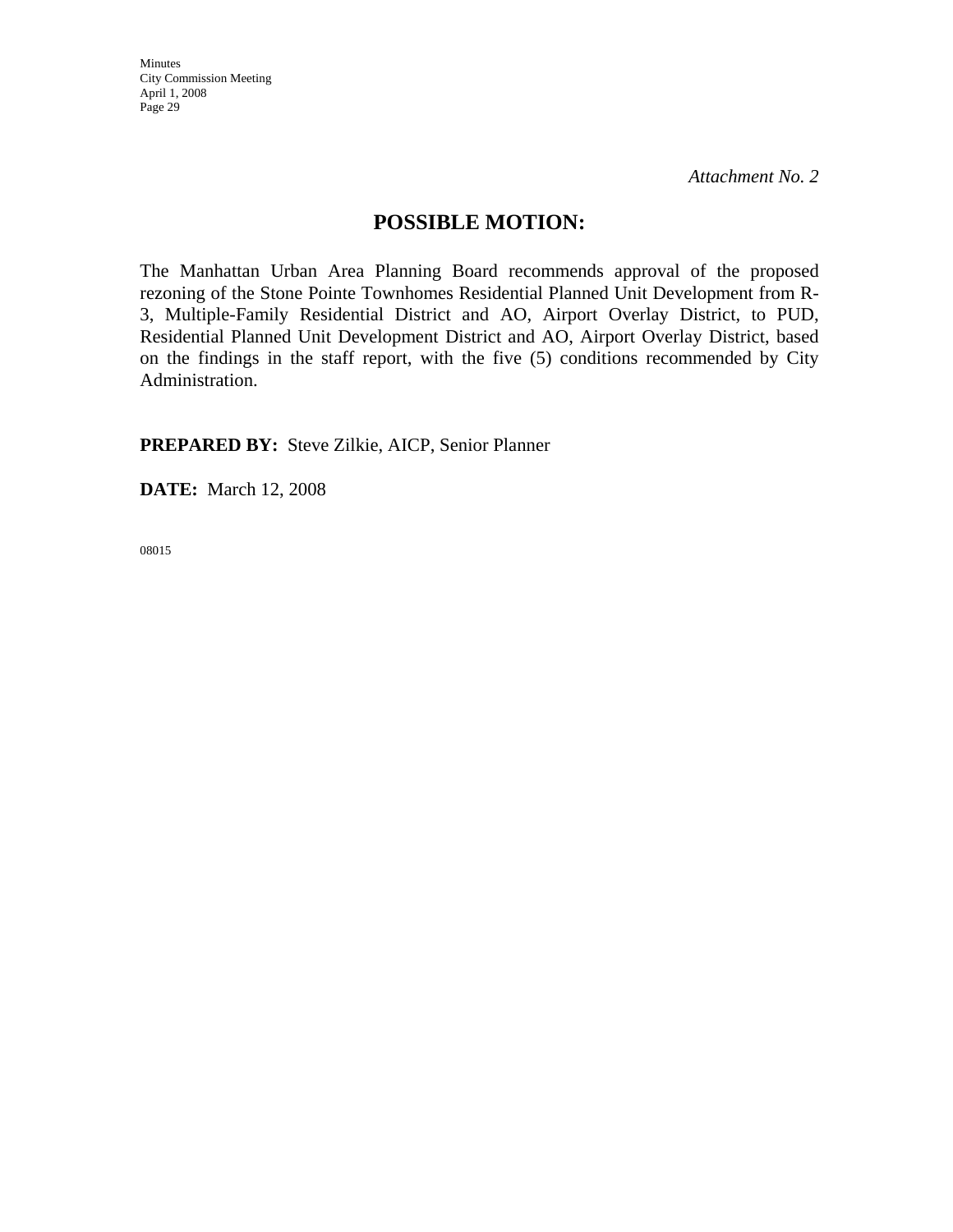*Attachment No. 2*

## POSSIBLE MOTION:

The Manhattan Urban Area Planning Board recommends approval of the proposed rezoning of the Stone Pointe Townhomes Residential Planned Unit Development from R-3, Multiple-Family Residential District and AO, Airport Overlay District, to PUD, Residential Planned Unit Development District and AO, Airport Overlay District, based on the findings in the staff report, with the five (5) conditions recommended by City Administration.

**PREPARED BY:** Steve Zilkie, AICP, Senior Planner

**DATE:** March 12, 2008

08015